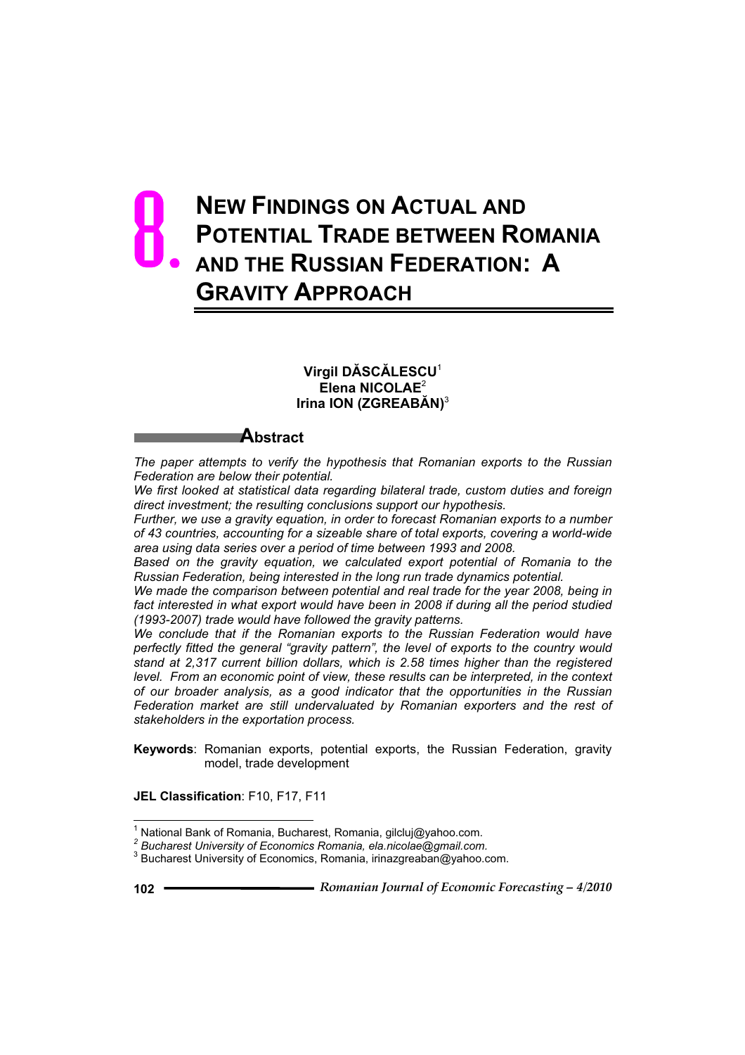# 8. NEW FINDINGS ON ACTUAL AND POTENTIAL TRADE BETWEEN ROMANIA AND THE RUSSIAN FEDERATION: A GRAVITY APPROACH

**Virgil DĂSCĂLESCU**[1]
**Elena NICOLAE**[2]
**Irina ION (ZGREABĂN)**[3]

## Abstract

*The paper attempts to verify the hypothesis that Romanian exports to the Russian Federation are below their potential.*

*We first looked at statistical data regarding bilateral trade, custom duties and foreign direct investment; the resulting conclusions support our hypothesis.*

*Further, we use a gravity equation, in order to forecast Romanian exports to a number of 43 countries, accounting for a sizeable share of total exports, covering a world-wide area using data series over a period of time between 1993 and 2008.*

*Based on the gravity equation, we calculated export potential of Romania to the Russian Federation, being interested in the long run trade dynamics potential.*

*We made the comparison between potential and real trade for the year 2008, being in fact interested in what export would have been in 2008 if during all the period studied (1993-2007) trade would have followed the gravity patterns.*

*We conclude that if the Romanian exports to the Russian Federation would have perfectly fitted the general "gravity pattern", the level of exports to the country would stand at 2,317 current billion dollars, which is 2.58 times higher than the registered level. From an economic point of view, these results can be interpreted, in the context of our broader analysis, as a good indicator that the opportunities in the Russian Federation market are still undervaluated by Romanian exporters and the rest of stakeholders in the exportation process.*

**Keywords**: Romanian exports, potential exports, the Russian Federation, gravity model, trade development

**JEL Classification**: F10, F17, F11

---

[1] National Bank of Romania, Bucharest, Romania, gilcluj@yahoo.com.

[2] *Bucharest University of Economics Romania, ela.nicolae@gmail.com.*

[3] Bucharest University of Economics, Romania, irinazgreaban@yahoo.com.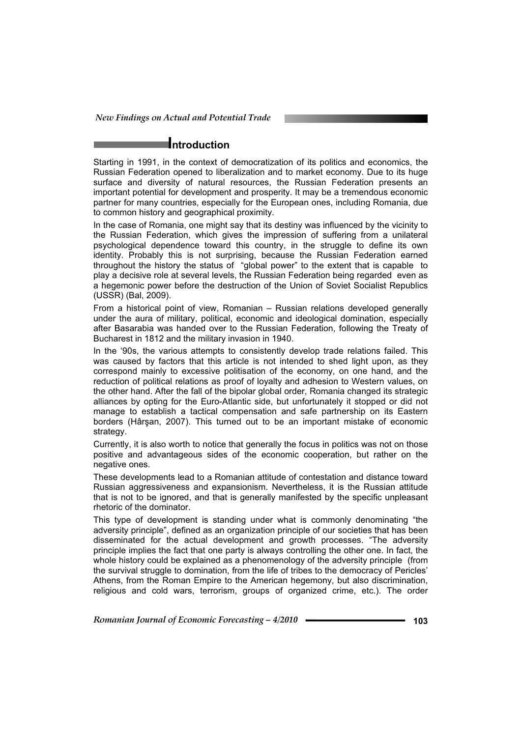## Introduction

Starting in 1991, in the context of democratization of its politics and economics, the Russian Federation opened to liberalization and to market economy. Due to its huge surface and diversity of natural resources, the Russian Federation presents an important potential for development and prosperity. It may be a tremendous economic partner for many countries, especially for the European ones, including Romania, due to common history and geographical proximity.

In the case of Romania, one might say that its destiny was influenced by the vicinity to the Russian Federation, which gives the impression of suffering from a unilateral psychological dependence toward this country, in the struggle to define its own identity. Probably this is not surprising, because the Russian Federation earned throughout the history the status of "global power" to the extent that is capable to play a decisive role at several levels, the Russian Federation being regarded even as a hegemonic power before the destruction of the Union of Soviet Socialist Republics (USSR) (Bal, 2009).

From a historical point of view, Romanian – Russian relations developed generally under the aura of military, political, economic and ideological domination, especially after Basarabia was handed over to the Russian Federation, following the Treaty of Bucharest in 1812 and the military invasion in 1940.

In the '90s, the various attempts to consistently develop trade relations failed. This was caused by factors that this article is not intended to shed light upon, as they correspond mainly to excessive politisation of the economy, on one hand, and the reduction of political relations as proof of loyalty and adhesion to Western values, on the other hand. After the fall of the bipolar global order, Romania changed its strategic alliances by opting for the Euro-Atlantic side, but unfortunately it stopped or did not manage to establish a tactical compensation and safe partnership on its Eastern borders (Hârşan, 2007). This turned out to be an important mistake of economic strategy.

Currently, it is also worth to notice that generally the focus in politics was not on those positive and advantageous sides of the economic cooperation, but rather on the negative ones.

These developments lead to a Romanian attitude of contestation and distance toward Russian aggressiveness and expansionism. Nevertheless, it is the Russian attitude that is not to be ignored, and that is generally manifested by the specific unpleasant rhetoric of the dominator.

This type of development is standing under what is commonly denominating "the adversity principle", defined as an organization principle of our societies that has been disseminated for the actual development and growth processes. "The adversity principle implies the fact that one party is always controlling the other one. In fact, the whole history could be explained as a phenomenology of the adversity principle (from the survival struggle to domination, from the life of tribes to the democracy of Pericles' Athens, from the Roman Empire to the American hegemony, but also discrimination, religious and cold wars, terrorism, groups of organized crime, etc.). The order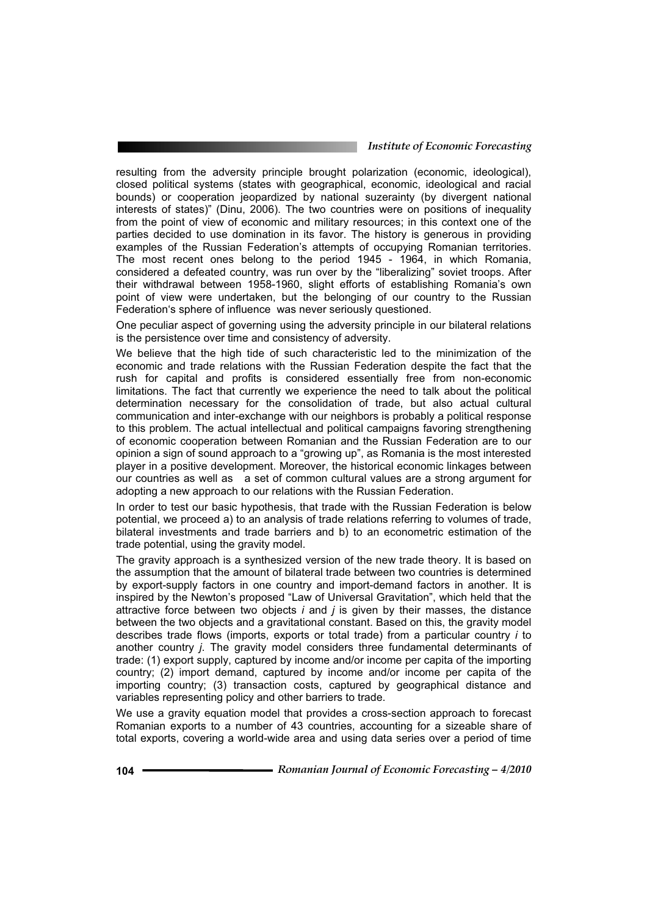resulting from the adversity principle brought polarization (economic, ideological), closed political systems (states with geographical, economic, ideological and racial bounds) or cooperation jeopardized by national suzerainty (by divergent national interests of states)" (Dinu, 2006). The two countries were on positions of inequality from the point of view of economic and military resources; in this context one of the parties decided to use domination in its favor. The history is generous in providing examples of the Russian Federation's attempts of occupying Romanian territories. The most recent ones belong to the period 1945 - 1964, in which Romania, considered a defeated country, was run over by the "liberalizing" soviet troops. After their withdrawal between 1958-1960, slight efforts of establishing Romania's own point of view were undertaken, but the belonging of our country to the Russian Federation's sphere of influence was never seriously questioned.

One peculiar aspect of governing using the adversity principle in our bilateral relations is the persistence over time and consistency of adversity.

We believe that the high tide of such characteristic led to the minimization of the economic and trade relations with the Russian Federation despite the fact that the rush for capital and profits is considered essentially free from non-economic limitations. The fact that currently we experience the need to talk about the political determination necessary for the consolidation of trade, but also actual cultural communication and inter-exchange with our neighbors is probably a political response to this problem. The actual intellectual and political campaigns favoring strengthening of economic cooperation between Romanian and the Russian Federation are to our opinion a sign of sound approach to a "growing up", as Romania is the most interested player in a positive development. Moreover, the historical economic linkages between our countries as well as a set of common cultural values are a strong argument for adopting a new approach to our relations with the Russian Federation.

In order to test our basic hypothesis, that trade with the Russian Federation is below potential, we proceed a) to an analysis of trade relations referring to volumes of trade, bilateral investments and trade barriers and b) to an econometric estimation of the trade potential, using the gravity model.

The gravity approach is a synthesized version of the new trade theory. It is based on the assumption that the amount of bilateral trade between two countries is determined by export-supply factors in one country and import-demand factors in another. It is inspired by the Newton's proposed "Law of Universal Gravitation", which held that the attractive force between two objects *i* and *j* is given by their masses, the distance between the two objects and a gravitational constant. Based on this, the gravity model describes trade flows (imports, exports or total trade) from a particular country *i* to another country *j*. The gravity model considers three fundamental determinants of trade: (1) export supply, captured by income and/or income per capita of the importing country; (2) import demand, captured by income and/or income per capita of the importing country; (3) transaction costs, captured by geographical distance and variables representing policy and other barriers to trade.

We use a gravity equation model that provides a cross-section approach to forecast Romanian exports to a number of 43 countries, accounting for a sizeable share of total exports, covering a world-wide area and using data series over a period of time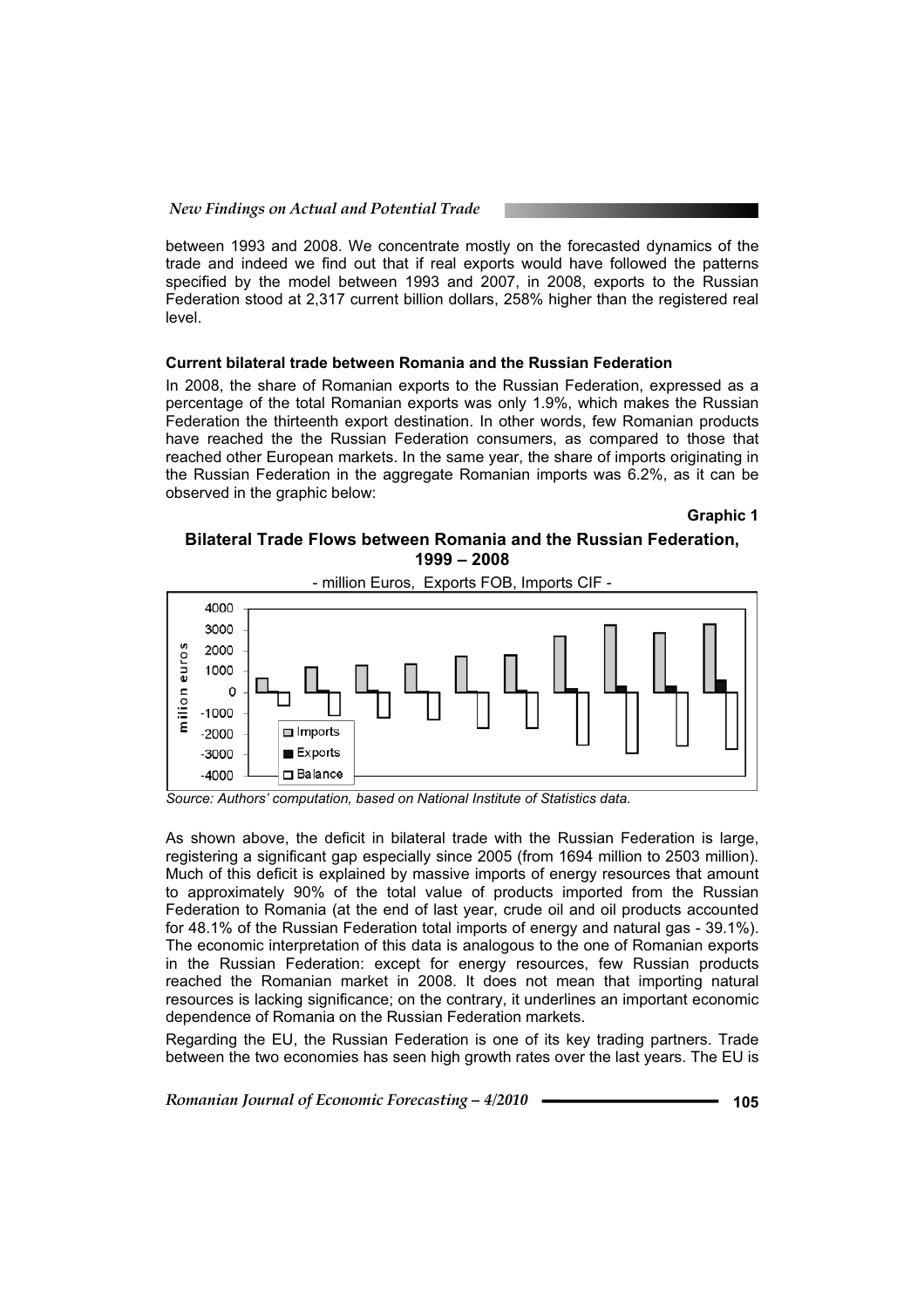between 1993 and 2008. We concentrate mostly on the forecasted dynamics of the trade and indeed we find out that if real exports would have followed the patterns specified by the model between 1993 and 2007, in 2008, exports to the Russian Federation stood at 2,317 current billion dollars, 258% higher than the registered real level.

### Current bilateral trade between Romania and the Russian Federation

In 2008, the share of Romanian exports to the Russian Federation, expressed as a percentage of the total Romanian exports was only 1.9%, which makes the Russian Federation the thirteenth export destination. In other words, few Romanian products have reached the the Russian Federation consumers, as compared to those that reached other European markets. In the same year, the share of imports originating in the Russian Federation in the aggregate Romanian imports was 6.2%, as it can be observed in the graphic below:

**Graphic 1**

**Bilateral Trade Flows between Romania and the Russian Federation, 1999 – 2008**

- million Euros, Exports FOB, Imports CIF -

*Source: Authors' computation, based on National Institute of Statistics data.*

As shown above, the deficit in bilateral trade with the Russian Federation is large, registering a significant gap especially since 2005 (from 1694 million to 2503 million). Much of this deficit is explained by massive imports of energy resources that amount to approximately 90% of the total value of products imported from the Russian Federation to Romania (at the end of last year, crude oil and oil products accounted for 48.1% of the Russian Federation total imports of energy and natural gas - 39.1%). The economic interpretation of this data is analogous to the one of Romanian exports in the Russian Federation: except for energy resources, few Russian products reached the Romanian market in 2008. It does not mean that importing natural resources is lacking significance; on the contrary, it underlines an important economic dependence of Romania on the Russian Federation markets.

Regarding the EU, the Russian Federation is one of its key trading partners. Trade between the two economies has seen high growth rates over the last years. The EU is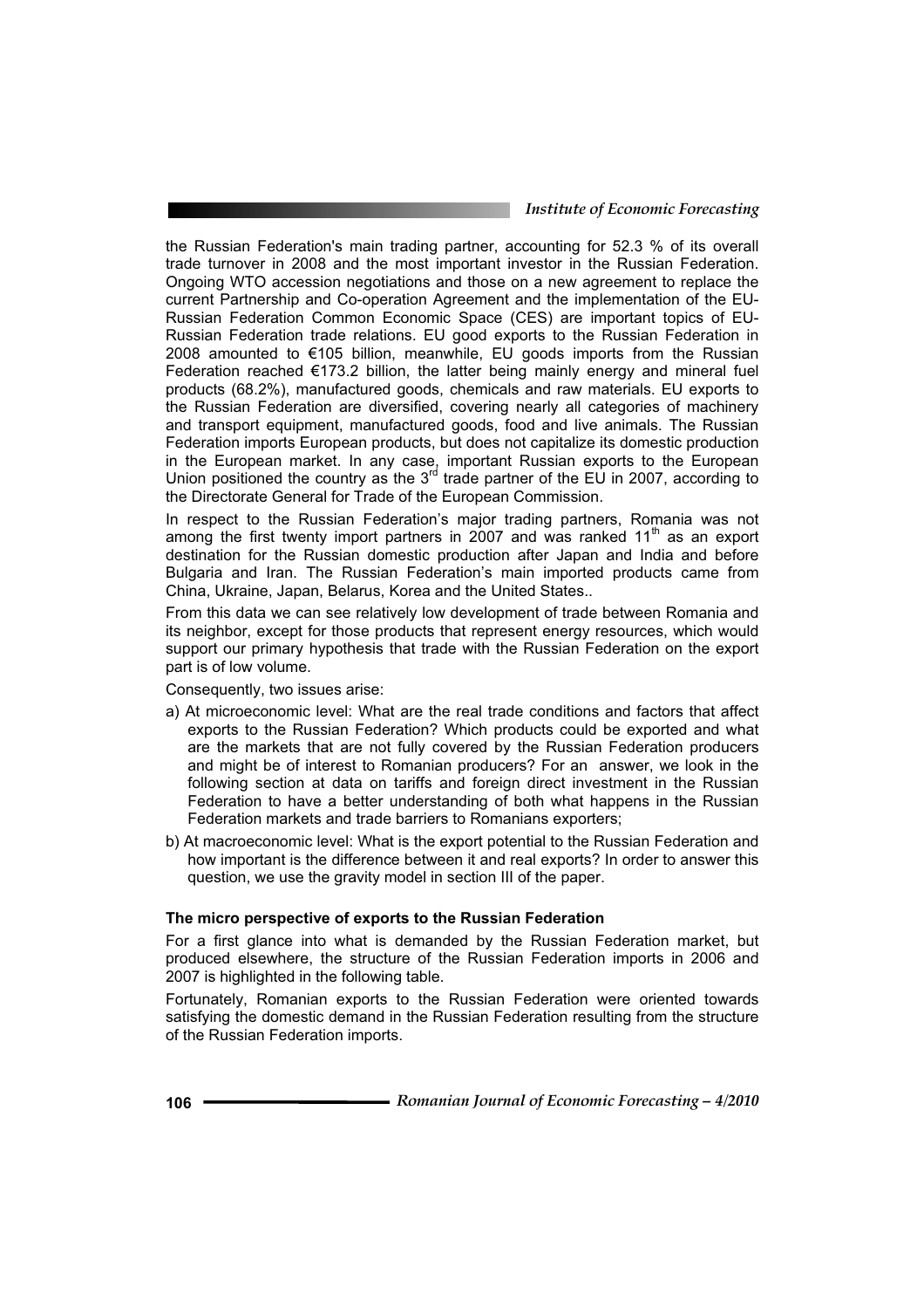the Russian Federation's main trading partner, accounting for 52.3 % of its overall trade turnover in 2008 and the most important investor in the Russian Federation. Ongoing WTO accession negotiations and those on a new agreement to replace the current Partnership and Co-operation Agreement and the implementation of the EU-Russian Federation Common Economic Space (CES) are important topics of EU-Russian Federation trade relations. EU good exports to the Russian Federation in 2008 amounted to €105 billion, meanwhile, EU goods imports from the Russian Federation reached €173.2 billion, the latter being mainly energy and mineral fuel products (68.2%), manufactured goods, chemicals and raw materials. EU exports to the Russian Federation are diversified, covering nearly all categories of machinery and transport equipment, manufactured goods, food and live animals. The Russian Federation imports European products, but does not capitalize its domestic production in the European market. In any case, important Russian exports to the European Union positioned the country as the 3rd trade partner of the EU in 2007, according to the Directorate General for Trade of the European Commission.

In respect to the Russian Federation's major trading partners, Romania was not among the first twenty import partners in 2007 and was ranked 11th as an export destination for the Russian domestic production after Japan and India and before Bulgaria and Iran. The Russian Federation's main imported products came from China, Ukraine, Japan, Belarus, Korea and the United States..

From this data we can see relatively low development of trade between Romania and its neighbor, except for those products that represent energy resources, which would support our primary hypothesis that trade with the Russian Federation on the export part is of low volume.

Consequently, two issues arise:

a) At microeconomic level: What are the real trade conditions and factors that affect exports to the Russian Federation? Which products could be exported and what are the markets that are not fully covered by the Russian Federation producers and might be of interest to Romanian producers? For an answer, we look in the following section at data on tariffs and foreign direct investment in the Russian Federation to have a better understanding of both what happens in the Russian Federation markets and trade barriers to Romanians exporters;

b) At macroeconomic level: What is the export potential to the Russian Federation and how important is the difference between it and real exports? In order to answer this question, we use the gravity model in section III of the paper.

**The micro perspective of exports to the Russian Federation**

For a first glance into what is demanded by the Russian Federation market, but produced elsewhere, the structure of the Russian Federation imports in 2006 and 2007 is highlighted in the following table.

Fortunately, Romanian exports to the Russian Federation were oriented towards satisfying the domestic demand in the Russian Federation resulting from the structure of the Russian Federation imports.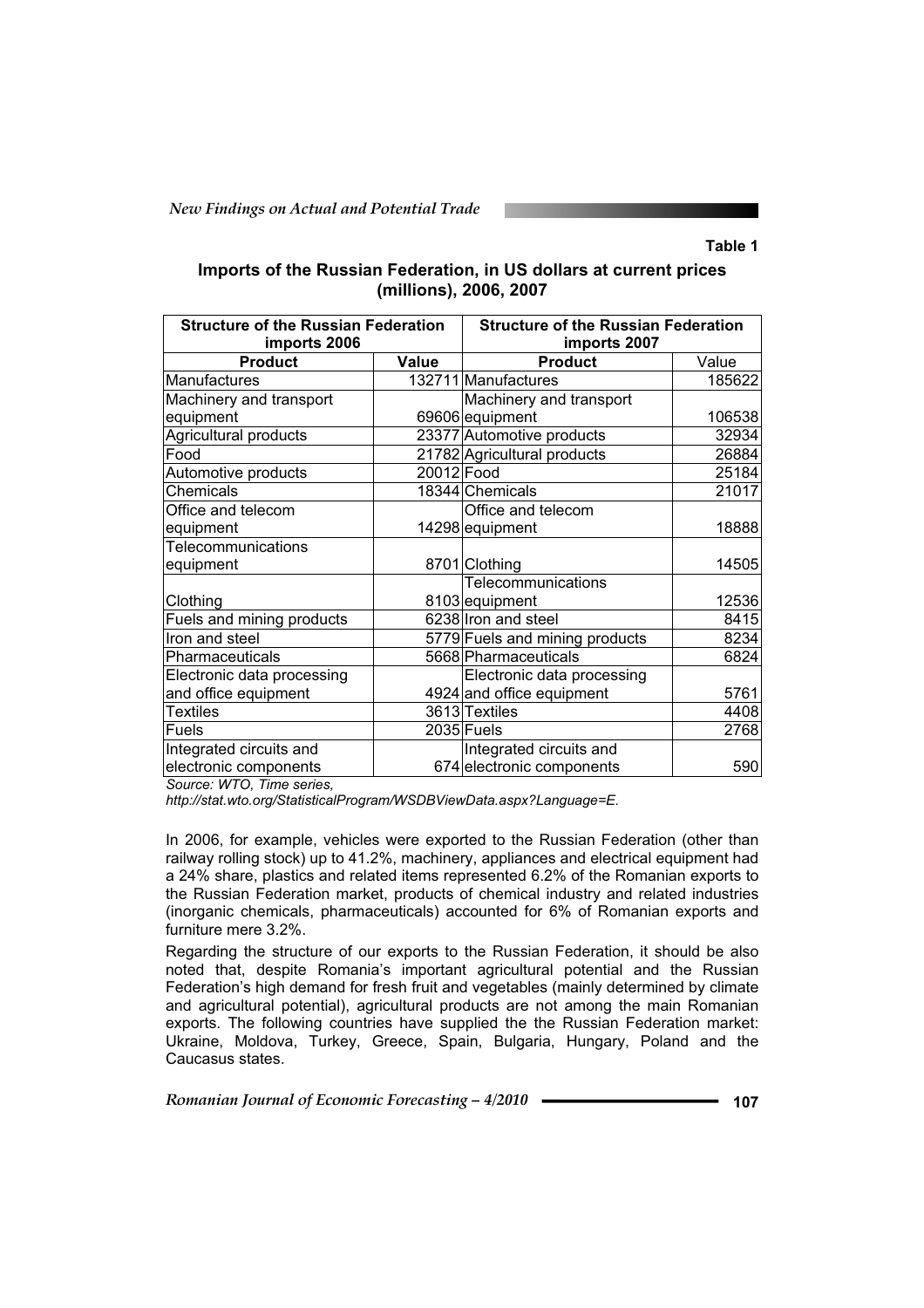Table 1

**Imports of the Russian Federation, in US dollars at current prices (millions), 2006, 2007**

| Structure of the Russian Federation imports 2006 | | Structure of the Russian Federation imports 2007 | |
|---|---|---|---|
| **Product** | **Value** | **Product** | Value |
| Manufactures | 132711 | Manufactures | 185622 |
| Machinery and transport equipment | 69606 | Machinery and transport equipment | 106538 |
| Agricultural products | 23377 | Automotive products | 32934 |
| Food | 21782 | Agricultural products | 26884 |
| Automotive products | 20012 | Food | 25184 |
| Chemicals | 18344 | Chemicals | 21017 |
| Office and telecom equipment | 14298 | Office and telecom equipment | 18888 |
| Telecommunications equipment | 8701 | Clothing | 14505 |
| Clothing | 8103 | Telecommunications equipment | 12536 |
| Fuels and mining products | 6238 | Iron and steel | 8415 |
| Iron and steel | 5779 | Fuels and mining products | 8234 |
| Pharmaceuticals | 5668 | Pharmaceuticals | 6824 |
| Electronic data processing and office equipment | 4924 | Electronic data processing and office equipment | 5761 |
| Textiles | 3613 | Textiles | 4408 |
| Fuels | 2035 | Fuels | 2768 |
| Integrated circuits and electronic components | 674 | Integrated circuits and electronic components | 590 |

*Source: WTO, Time series, http://stat.wto.org/StatisticalProgram/WSDBViewData.aspx?Language=E.*

In 2006, for example, vehicles were exported to the Russian Federation (other than railway rolling stock) up to 41.2%, machinery, appliances and electrical equipment had a 24% share, plastics and related items represented 6.2% of the Romanian exports to the Russian Federation market, products of chemical industry and related industries (inorganic chemicals, pharmaceuticals) accounted for 6% of Romanian exports and furniture mere 3.2%.

Regarding the structure of our exports to the Russian Federation, it should be also noted that, despite Romania's important agricultural potential and the Russian Federation's high demand for fresh fruit and vegetables (mainly determined by climate and agricultural potential), agricultural products are not among the main Romanian exports. The following countries have supplied the the Russian Federation market: Ukraine, Moldova, Turkey, Greece, Spain, Bulgaria, Hungary, Poland and the Caucasus states.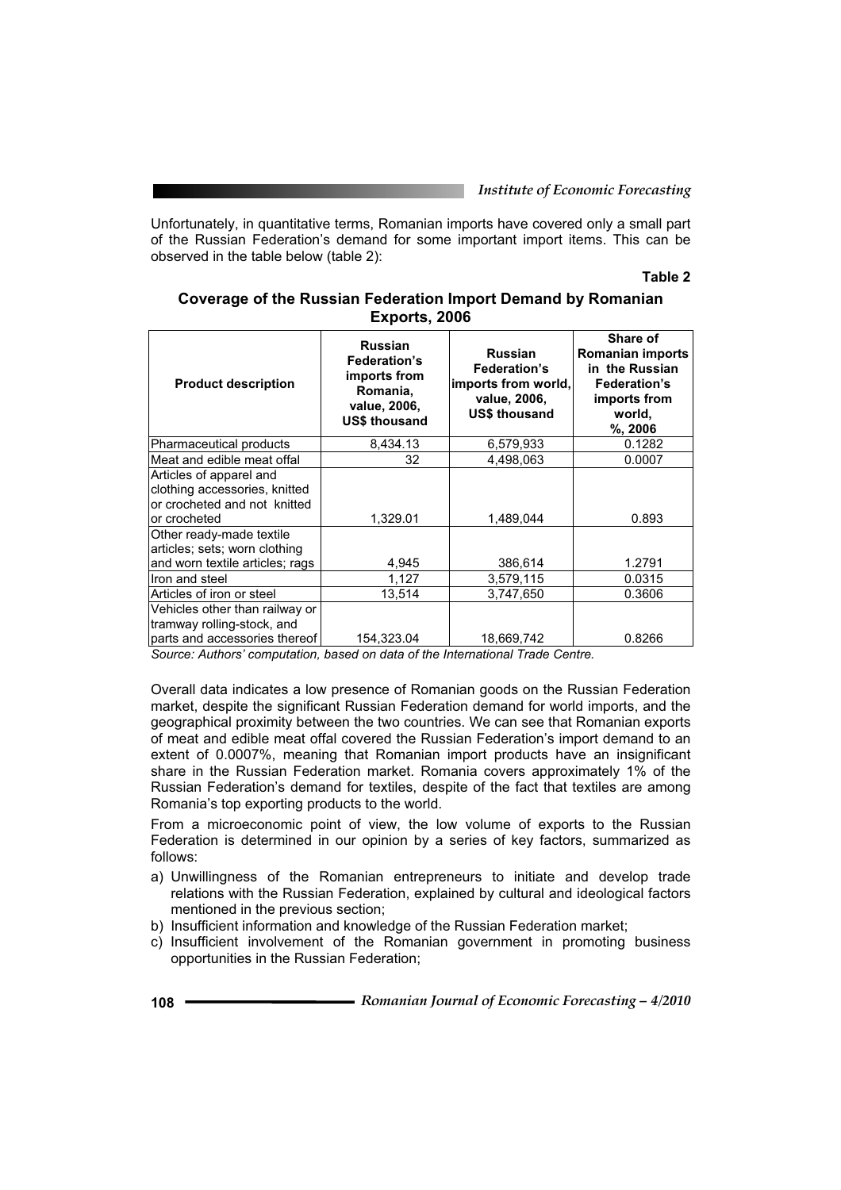Unfortunately, in quantitative terms, Romanian imports have covered only a small part of the Russian Federation's demand for some important import items. This can be observed in the table below (table 2):

**Table 2**

**Coverage of the Russian Federation Import Demand by Romanian Exports, 2006**

| Product description | Russian Federation's imports from Romania, value, 2006, US$ thousand | Russian Federation's imports from world, value, 2006, US$ thousand | Share of Romanian imports in the Russian Federation's imports from world, %, 2006 |
|---|---|---|---|
| Pharmaceutical products | 8,434.13 | 6,579,933 | 0.1282 |
| Meat and edible meat offal | 32 | 4,498,063 | 0.0007 |
| Articles of apparel and clothing accessories, knitted or crocheted and not knitted or crocheted | 1,329.01 | 1,489,044 | 0.893 |
| Other ready-made textile articles; sets; worn clothing and worn textile articles; rags | 4,945 | 386,614 | 1.2791 |
| Iron and steel | 1,127 | 3,579,115 | 0.0315 |
| Articles of iron or steel | 13,514 | 3,747,650 | 0.3606 |
| Vehicles other than railway or tramway rolling-stock, and parts and accessories thereof | 154,323.04 | 18,669,742 | 0.8266 |

*Source: Authors' computation, based on data of the International Trade Centre.*

Overall data indicates a low presence of Romanian goods on the Russian Federation market, despite the significant Russian Federation demand for world imports, and the geographical proximity between the two countries. We can see that Romanian exports of meat and edible meat offal covered the Russian Federation's import demand to an extent of 0.0007%, meaning that Romanian import products have an insignificant share in the Russian Federation market. Romania covers approximately 1% of the Russian Federation's demand for textiles, despite of the fact that textiles are among Romania's top exporting products to the world.

From a microeconomic point of view, the low volume of exports to the Russian Federation is determined in our opinion by a series of key factors, summarized as follows:

a) Unwillingness of the Romanian entrepreneurs to initiate and develop trade relations with the Russian Federation, explained by cultural and ideological factors mentioned in the previous section;
b) Insufficient information and knowledge of the Russian Federation market;
c) Insufficient involvement of the Romanian government in promoting business opportunities in the Russian Federation;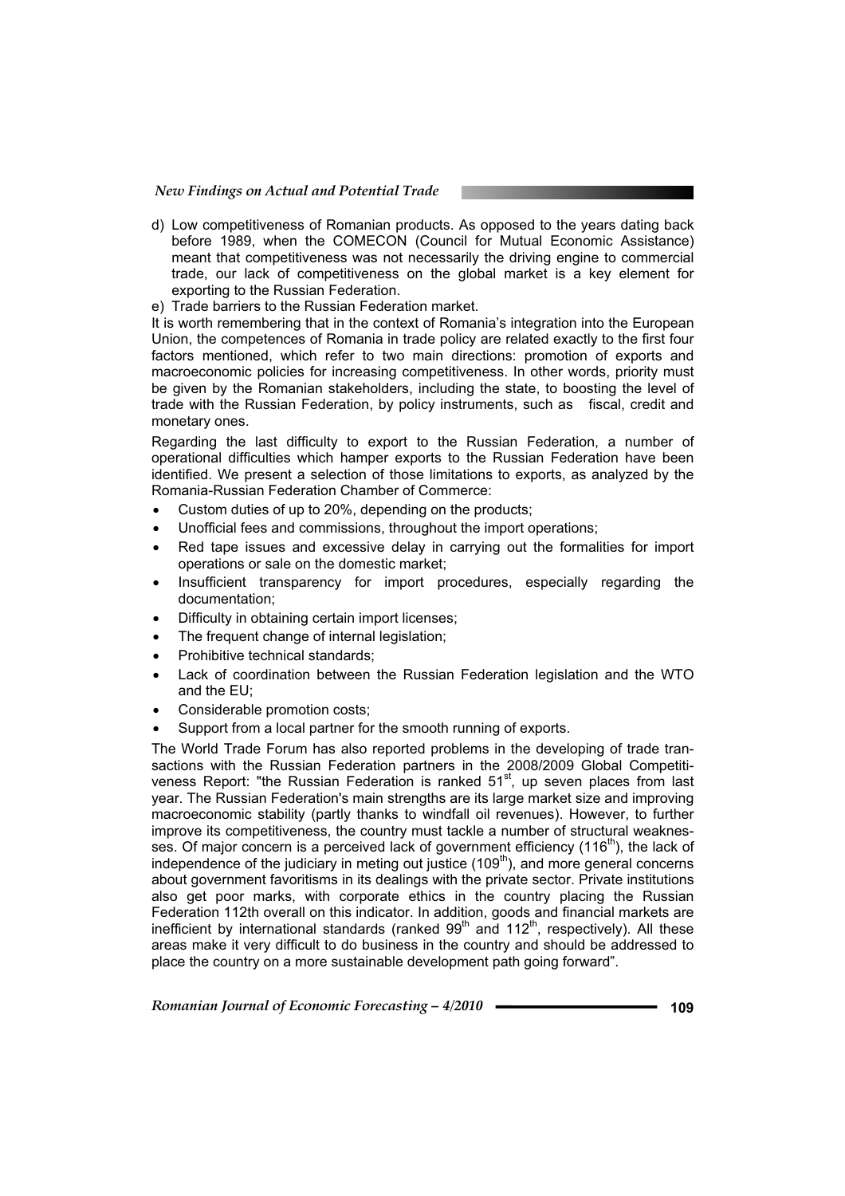d) Low competitiveness of Romanian products. As opposed to the years dating back before 1989, when the COMECON (Council for Mutual Economic Assistance) meant that competitiveness was not necessarily the driving engine to commercial trade, our lack of competitiveness on the global market is a key element for exporting to the Russian Federation.

e) Trade barriers to the Russian Federation market.

It is worth remembering that in the context of Romania's integration into the European Union, the competences of Romania in trade policy are related exactly to the first four factors mentioned, which refer to two main directions: promotion of exports and macroeconomic policies for increasing competitiveness. In other words, priority must be given by the Romanian stakeholders, including the state, to boosting the level of trade with the Russian Federation, by policy instruments, such as fiscal, credit and monetary ones.

Regarding the last difficulty to export to the Russian Federation, a number of operational difficulties which hamper exports to the Russian Federation have been identified. We present a selection of those limitations to exports, as analyzed by the Romania-Russian Federation Chamber of Commerce:

- Custom duties of up to 20%, depending on the products;
- Unofficial fees and commissions, throughout the import operations;
- Red tape issues and excessive delay in carrying out the formalities for import operations or sale on the domestic market;
- Insufficient transparency for import procedures, especially regarding the documentation;
- Difficulty in obtaining certain import licenses;
- The frequent change of internal legislation;
- Prohibitive technical standards;
- Lack of coordination between the Russian Federation legislation and the WTO and the EU;
- Considerable promotion costs;
- Support from a local partner for the smooth running of exports.

The World Trade Forum has also reported problems in the developing of trade transactions with the Russian Federation partners in the 2008/2009 Global Competitiveness Report: "the Russian Federation is ranked 51st, up seven places from last year. The Russian Federation's main strengths are its large market size and improving macroeconomic stability (partly thanks to windfall oil revenues). However, to further improve its competitiveness, the country must tackle a number of structural weaknesses. Of major concern is a perceived lack of government efficiency (116th), the lack of independence of the judiciary in meting out justice (109th), and more general concerns about government favoritisms in its dealings with the private sector. Private institutions also get poor marks, with corporate ethics in the country placing the Russian Federation 112th overall on this indicator. In addition, goods and financial markets are inefficient by international standards (ranked 99th and 112th, respectively). All these areas make it very difficult to do business in the country and should be addressed to place the country on a more sustainable development path going forward".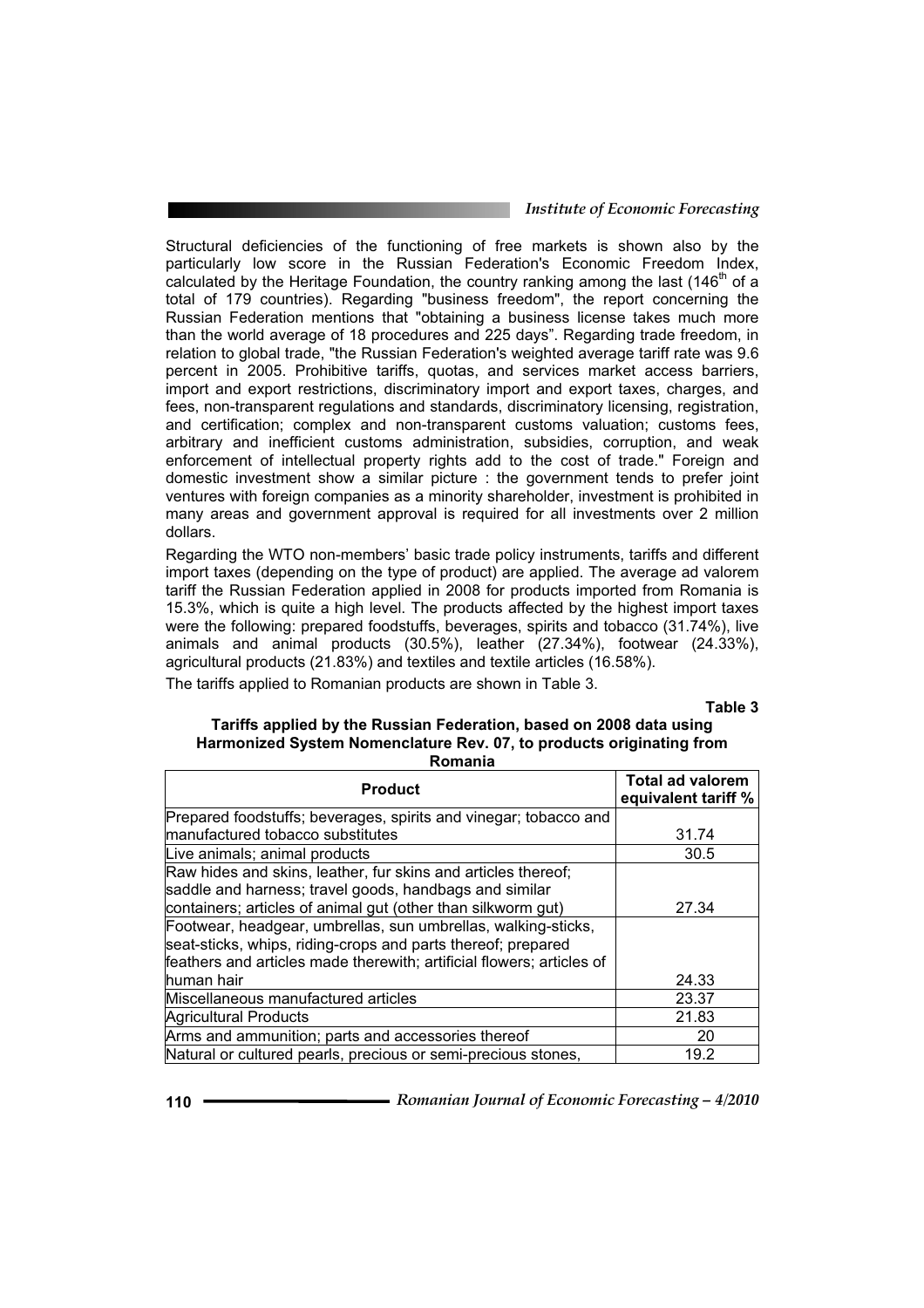Structural deficiencies of the functioning of free markets is shown also by the particularly low score in the Russian Federation's Economic Freedom Index, calculated by the Heritage Foundation, the country ranking among the last (146[th] of a total of 179 countries). Regarding "business freedom", the report concerning the Russian Federation mentions that "obtaining a business license takes much more than the world average of 18 procedures and 225 days". Regarding trade freedom, in relation to global trade, "the Russian Federation's weighted average tariff rate was 9.6 percent in 2005. Prohibitive tariffs, quotas, and services market access barriers, import and export restrictions, discriminatory import and export taxes, charges, and fees, non-transparent regulations and standards, discriminatory licensing, registration, and certification; complex and non-transparent customs valuation; customs fees, arbitrary and inefficient customs administration, subsidies, corruption, and weak enforcement of intellectual property rights add to the cost of trade." Foreign and domestic investment show a similar picture : the government tends to prefer joint ventures with foreign companies as a minority shareholder, investment is prohibited in many areas and government approval is required for all investments over 2 million dollars.

Regarding the WTO non-members' basic trade policy instruments, tariffs and different import taxes (depending on the type of product) are applied. The average ad valorem tariff the Russian Federation applied in 2008 for products imported from Romania is 15.3%, which is quite a high level. The products affected by the highest import taxes were the following: prepared foodstuffs, beverages, spirits and tobacco (31.74%), live animals and animal products (30.5%), leather (27.34%), footwear (24.33%), agricultural products (21.83%) and textiles and textile articles (16.58%).

The tariffs applied to Romanian products are shown in Table 3.

**Table 3**

**Tariffs applied by the Russian Federation, based on 2008 data using Harmonized System Nomenclature Rev. 07, to products originating from Romania**

| Product | Total ad valorem equivalent tariff % |
|---|---|
| Prepared foodstuffs; beverages, spirits and vinegar; tobacco and manufactured tobacco substitutes | 31.74 |
| Live animals; animal products | 30.5 |
| Raw hides and skins, leather, fur skins and articles thereof; saddle and harness; travel goods, handbags and similar containers; articles of animal gut (other than silkworm gut) | 27.34 |
| Footwear, headgear, umbrellas, sun umbrellas, walking-sticks, seat-sticks, whips, riding-crops and parts thereof; prepared feathers and articles made therewith; artificial flowers; articles of human hair | 24.33 |
| Miscellaneous manufactured articles | 23.37 |
| Agricultural Products | 21.83 |
| Arms and ammunition; parts and accessories thereof | 20 |
| Natural or cultured pearls, precious or semi-precious stones, | 19.2 |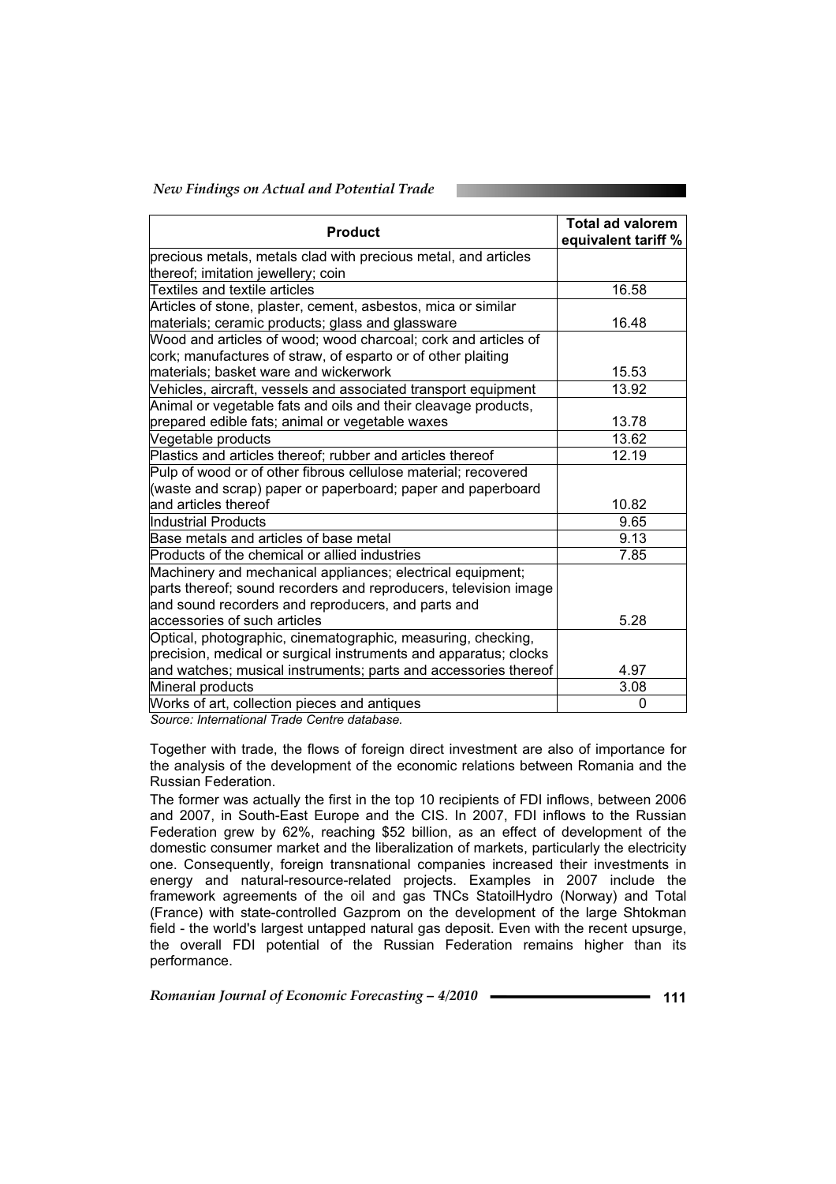| Product | Total ad valorem equivalent tariff % |
|---|---|
| precious metals, metals clad with precious metal, and articles thereof; imitation jewellery; coin | |
| Textiles and textile articles | 16.58 |
| Articles of stone, plaster, cement, asbestos, mica or similar materials; ceramic products; glass and glassware | 16.48 |
| Wood and articles of wood; wood charcoal; cork and articles of cork; manufactures of straw, of esparto or of other plaiting materials; basket ware and wickerwork | 15.53 |
| Vehicles, aircraft, vessels and associated transport equipment | 13.92 |
| Animal or vegetable fats and oils and their cleavage products, prepared edible fats; animal or vegetable waxes | 13.78 |
| Vegetable products | 13.62 |
| Plastics and articles thereof; rubber and articles thereof | 12.19 |
| Pulp of wood or of other fibrous cellulose material; recovered (waste and scrap) paper or paperboard; paper and paperboard and articles thereof | 10.82 |
| Industrial Products | 9.65 |
| Base metals and articles of base metal | 9.13 |
| Products of the chemical or allied industries | 7.85 |
| Machinery and mechanical appliances; electrical equipment; parts thereof; sound recorders and reproducers, television image and sound recorders and reproducers, and parts and accessories of such articles | 5.28 |
| Optical, photographic, cinematographic, measuring, checking, precision, medical or surgical instruments and apparatus; clocks and watches; musical instruments; parts and accessories thereof | 4.97 |
| Mineral products | 3.08 |
| Works of art, collection pieces and antiques | 0 |

*Source: International Trade Centre database.*

Together with trade, the flows of foreign direct investment are also of importance for the analysis of the development of the economic relations between Romania and the Russian Federation.

The former was actually the first in the top 10 recipients of FDI inflows, between 2006 and 2007, in South-East Europe and the CIS. In 2007, FDI inflows to the Russian Federation grew by 62%, reaching $52 billion, as an effect of development of the domestic consumer market and the liberalization of markets, particularly the electricity one. Consequently, foreign transnational companies increased their investments in energy and natural-resource-related projects. Examples in 2007 include the framework agreements of the oil and gas TNCs StatoilHydro (Norway) and Total (France) with state-controlled Gazprom on the development of the large Shtokman field - the world's largest untapped natural gas deposit. Even with the recent upsurge, the overall FDI potential of the Russian Federation remains higher than its performance.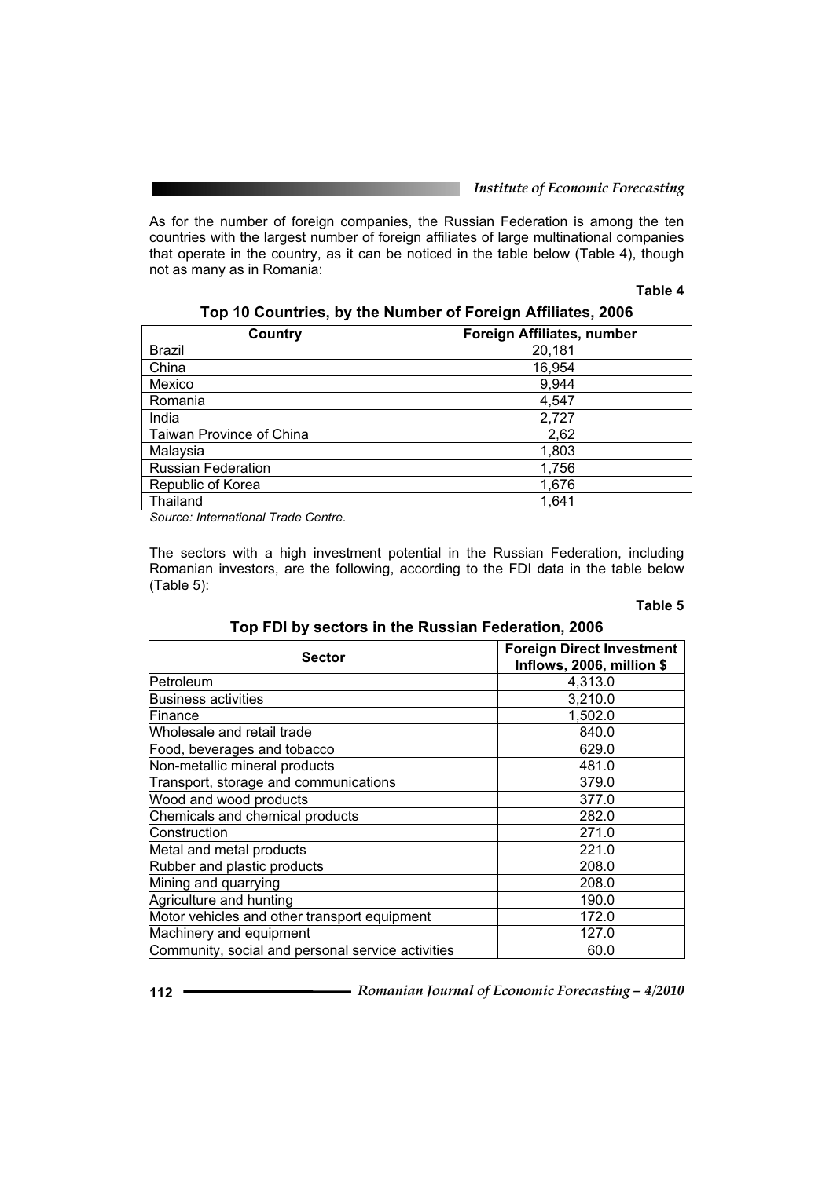As for the number of foreign companies, the Russian Federation is among the ten countries with the largest number of foreign affiliates of large multinational companies that operate in the country, as it can be noticed in the table below (Table 4), though not as many as in Romania:

**Table 4**

**Top 10 Countries, by the Number of Foreign Affiliates, 2006**

| Country | Foreign Affiliates, number |
|---|---|
| Brazil | 20,181 |
| China | 16,954 |
| Mexico | 9,944 |
| Romania | 4,547 |
| India | 2,727 |
| Taiwan Province of China | 2,62 |
| Malaysia | 1,803 |
| Russian Federation | 1,756 |
| Republic of Korea | 1,676 |
| Thailand | 1,641 |

*Source: International Trade Centre.*

The sectors with a high investment potential in the Russian Federation, including Romanian investors, are the following, according to the FDI data in the table below (Table 5):

**Table 5**

**Top FDI by sectors in the Russian Federation, 2006**

| Sector | Foreign Direct Investment Inflows, 2006, million $ |
|---|---|
| Petroleum | 4,313.0 |
| Business activities | 3,210.0 |
| Finance | 1,502.0 |
| Wholesale and retail trade | 840.0 |
| Food, beverages and tobacco | 629.0 |
| Non-metallic mineral products | 481.0 |
| Transport, storage and communications | 379.0 |
| Wood and wood products | 377.0 |
| Chemicals and chemical products | 282.0 |
| Construction | 271.0 |
| Metal and metal products | 221.0 |
| Rubber and plastic products | 208.0 |
| Mining and quarrying | 208.0 |
| Agriculture and hunting | 190.0 |
| Motor vehicles and other transport equipment | 172.0 |
| Machinery and equipment | 127.0 |
| Community, social and personal service activities | 60.0 |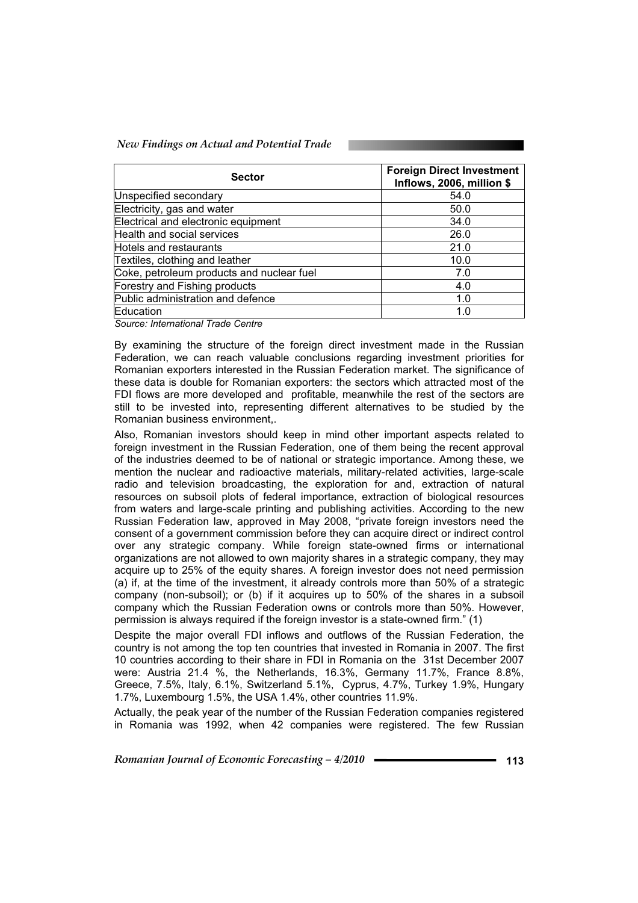| Sector | Foreign Direct Investment Inflows, 2006, million $ |
| --- | --- |
| Unspecified secondary | 54.0 |
| Electricity, gas and water | 50.0 |
| Electrical and electronic equipment | 34.0 |
| Health and social services | 26.0 |
| Hotels and restaurants | 21.0 |
| Textiles, clothing and leather | 10.0 |
| Coke, petroleum products and nuclear fuel | 7.0 |
| Forestry and Fishing products | 4.0 |
| Public administration and defence | 1.0 |
| Education | 1.0 |

*Source: International Trade Centre*

By examining the structure of the foreign direct investment made in the Russian Federation, we can reach valuable conclusions regarding investment priorities for Romanian exporters interested in the Russian Federation market. The significance of these data is double for Romanian exporters: the sectors which attracted most of the FDI flows are more developed and profitable, meanwhile the rest of the sectors are still to be invested into, representing different alternatives to be studied by the Romanian business environment,.

Also, Romanian investors should keep in mind other important aspects related to foreign investment in the Russian Federation, one of them being the recent approval of the industries deemed to be of national or strategic importance. Among these, we mention the nuclear and radioactive materials, military-related activities, large-scale radio and television broadcasting, the exploration for and, extraction of natural resources on subsoil plots of federal importance, extraction of biological resources from waters and large-scale printing and publishing activities. According to the new Russian Federation law, approved in May 2008, "private foreign investors need the consent of a government commission before they can acquire direct or indirect control over any strategic company. While foreign state-owned firms or international organizations are not allowed to own majority shares in a strategic company, they may acquire up to 25% of the equity shares. A foreign investor does not need permission (a) if, at the time of the investment, it already controls more than 50% of a strategic company (non-subsoil); or (b) if it acquires up to 50% of the shares in a subsoil company which the Russian Federation owns or controls more than 50%. However, permission is always required if the foreign investor is a state-owned firm." (1)

Despite the major overall FDI inflows and outflows of the Russian Federation, the country is not among the top ten countries that invested in Romania in 2007. The first 10 countries according to their share in FDI in Romania on the 31st December 2007 were: Austria 21.4 %, the Netherlands, 16.3%, Germany 11.7%, France 8.8%, Greece, 7.5%, Italy, 6.1%, Switzerland 5.1%, Cyprus, 4.7%, Turkey 1.9%, Hungary 1.7%, Luxembourg 1.5%, the USA 1.4%, other countries 11.9%.

Actually, the peak year of the number of the Russian Federation companies registered in Romania was 1992, when 42 companies were registered. The few Russian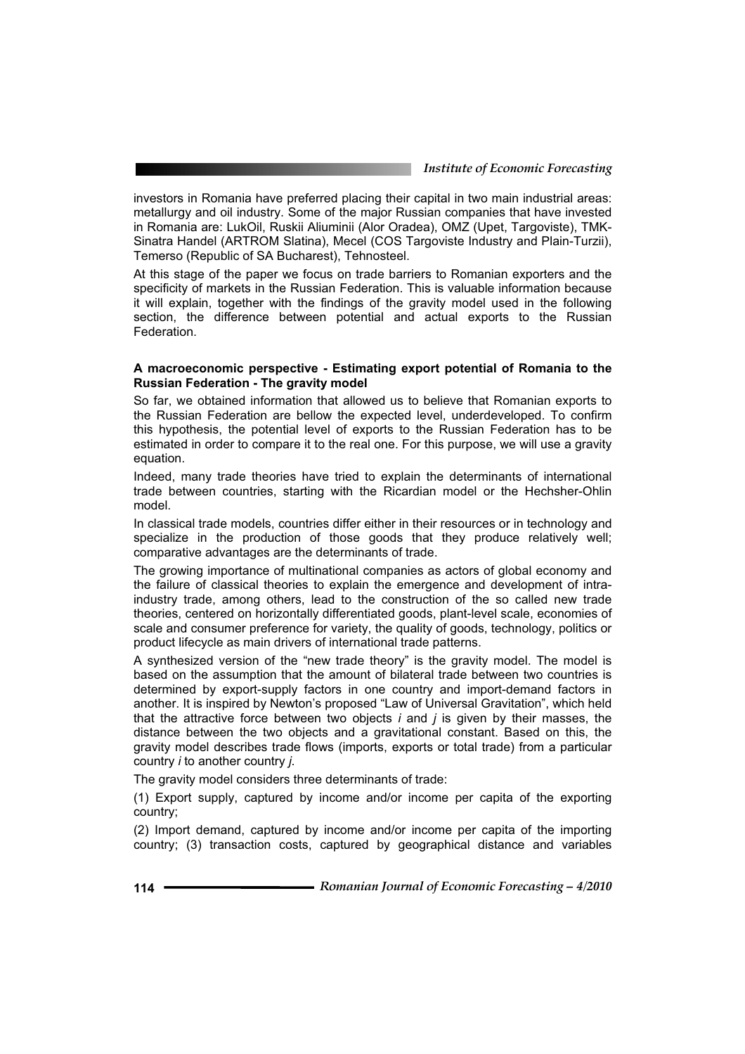investors in Romania have preferred placing their capital in two main industrial areas: metallurgy and oil industry. Some of the major Russian companies that have invested in Romania are: LukOil, Ruskii Aliuminii (Alor Oradea), OMZ (Upet, Targoviste), TMK-Sinatra Handel (ARTROM Slatina), Mecel (COS Targoviste Industry and Plain-Turzii), Temerso (Republic of SA Bucharest), Tehnosteel.

At this stage of the paper we focus on trade barriers to Romanian exporters and the specificity of markets in the Russian Federation. This is valuable information because it will explain, together with the findings of the gravity model used in the following section, the difference between potential and actual exports to the Russian Federation.

### A macroeconomic perspective - Estimating export potential of Romania to the Russian Federation - The gravity model

So far, we obtained information that allowed us to believe that Romanian exports to the Russian Federation are bellow the expected level, underdeveloped. To confirm this hypothesis, the potential level of exports to the Russian Federation has to be estimated in order to compare it to the real one. For this purpose, we will use a gravity equation.

Indeed, many trade theories have tried to explain the determinants of international trade between countries, starting with the Ricardian model or the Hechsher-Ohlin model.

In classical trade models, countries differ either in their resources or in technology and specialize in the production of those goods that they produce relatively well; comparative advantages are the determinants of trade.

The growing importance of multinational companies as actors of global economy and the failure of classical theories to explain the emergence and development of intra-industry trade, among others, lead to the construction of the so called new trade theories, centered on horizontally differentiated goods, plant-level scale, economies of scale and consumer preference for variety, the quality of goods, technology, politics or product lifecycle as main drivers of international trade patterns.

A synthesized version of the "new trade theory" is the gravity model. The model is based on the assumption that the amount of bilateral trade between two countries is determined by export-supply factors in one country and import-demand factors in another. It is inspired by Newton's proposed "Law of Universal Gravitation", which held that the attractive force between two objects $i$ and $j$ is given by their masses, the distance between the two objects and a gravitational constant. Based on this, the gravity model describes trade flows (imports, exports or total trade) from a particular country $i$ to another country $j$.

The gravity model considers three determinants of trade:

(1) Export supply, captured by income and/or income per capita of the exporting country;

(2) Import demand, captured by income and/or income per capita of the importing country; (3) transaction costs, captured by geographical distance and variables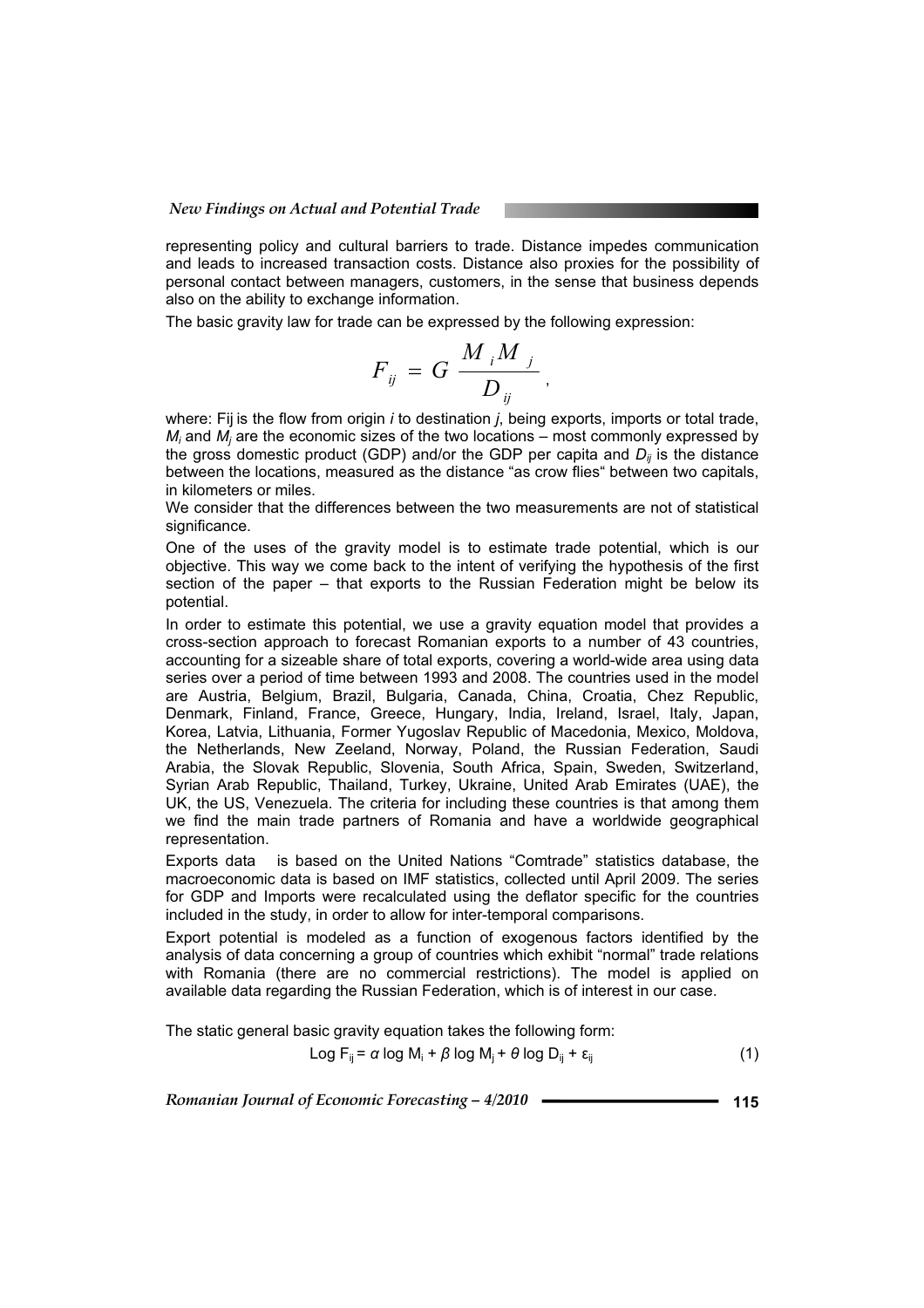representing policy and cultural barriers to trade. Distance impedes communication and leads to increased transaction costs. Distance also proxies for the possibility of personal contact between managers, customers, in the sense that business depends also on the ability to exchange information.

The basic gravity law for trade can be expressed by the following expression:

$$F_{ij} = G \frac{M_i M_j}{D_{ij}},$$

where: Fij is the flow from origin *i* to destination *j*, being exports, imports or total trade, $M_i$ and $M_j$ are the economic sizes of the two locations – most commonly expressed by the gross domestic product (GDP) and/or the GDP per capita and $D_{ij}$ is the distance between the locations, measured as the distance "as crow flies" between two capitals, in kilometers or miles.

We consider that the differences between the two measurements are not of statistical significance.

One of the uses of the gravity model is to estimate trade potential, which is our objective. This way we come back to the intent of verifying the hypothesis of the first section of the paper – that exports to the Russian Federation might be below its potential.

In order to estimate this potential, we use a gravity equation model that provides a cross-section approach to forecast Romanian exports to a number of 43 countries, accounting for a sizeable share of total exports, covering a world-wide area using data series over a period of time between 1993 and 2008. The countries used in the model are Austria, Belgium, Brazil, Bulgaria, Canada, China, Croatia, Chez Republic, Denmark, Finland, France, Greece, Hungary, India, Ireland, Israel, Italy, Japan, Korea, Latvia, Lithuania, Former Yugoslav Republic of Macedonia, Mexico, Moldova, the Netherlands, New Zeeland, Norway, Poland, the Russian Federation, Saudi Arabia, the Slovak Republic, Slovenia, South Africa, Spain, Sweden, Switzerland, Syrian Arab Republic, Thailand, Turkey, Ukraine, United Arab Emirates (UAE), the UK, the US, Venezuela. The criteria for including these countries is that among them we find the main trade partners of Romania and have a worldwide geographical representation.

Exports data is based on the United Nations "Comtrade" statistics database, the macroeconomic data is based on IMF statistics, collected until April 2009. The series for GDP and Imports were recalculated using the deflator specific for the countries included in the study, in order to allow for inter-temporal comparisons.

Export potential is modeled as a function of exogenous factors identified by the analysis of data concerning a group of countries which exhibit "normal" trade relations with Romania (there are no commercial restrictions). The model is applied on available data regarding the Russian Federation, which is of interest in our case.

The static general basic gravity equation takes the following form:

$$\text{Log } F_{ij} = \alpha \log M_i + \beta \log M_j + \theta \log D_{ij} + \varepsilon_{ij} \quad (1)$$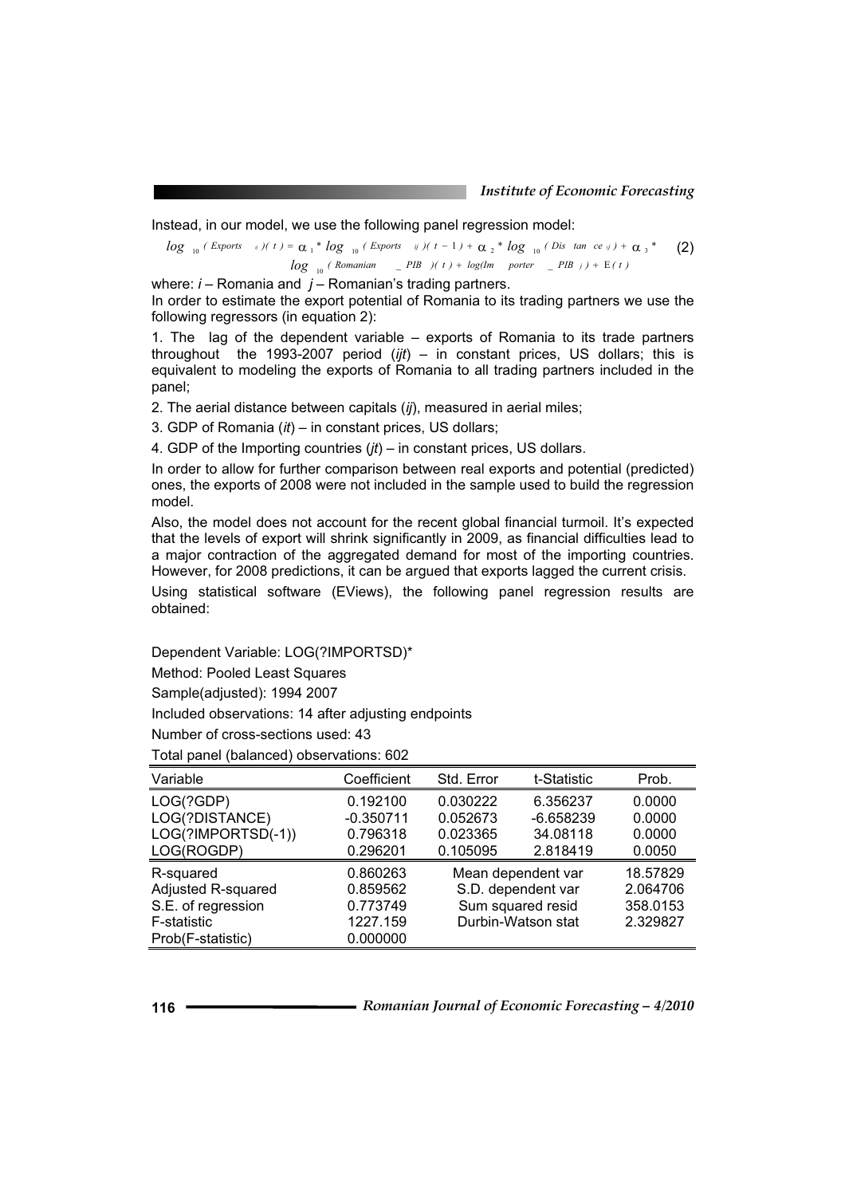Instead, in our model, we use the following panel regression model:

$$log_{10}(Exports_{ij})(t) = \alpha_1 * log_{10}(Exports_{ij})(t-1) + \alpha_2 * log_{10}(Distance_{ij}) + \alpha_3 * log_{10}(Romanian\_PIB)(t) + log(Importer\_PIB_j) + E(t) \quad (2)$$

where: $i$ – Romania and $j$ – Romanian's trading partners.

In order to estimate the export potential of Romania to its trading partners we use the following regressors (in equation 2):

1. The lag of the dependent variable – exports of Romania to its trade partners throughout the 1993-2007 period (*ijt*) – in constant prices, US dollars; this is equivalent to modeling the exports of Romania to all trading partners included in the panel;
2. The aerial distance between capitals (*ij*), measured in aerial miles;
3. GDP of Romania (*it*) – in constant prices, US dollars;
4. GDP of the Importing countries (*jt*) – in constant prices, US dollars.

In order to allow for further comparison between real exports and potential (predicted) ones, the exports of 2008 were not included in the sample used to build the regression model.

Also, the model does not account for the recent global financial turmoil. It's expected that the levels of export will shrink significantly in 2009, as financial difficulties lead to a major contraction of the aggregated demand for most of the importing countries. However, for 2008 predictions, it can be argued that exports lagged the current crisis.

Using statistical software (EViews), the following panel regression results are obtained:

Dependent Variable: LOG(?IMPORTSD)*

Method: Pooled Least Squares

Sample(adjusted): 1994 2007

Included observations: 14 after adjusting endpoints

Number of cross-sections used: 43

Total panel (balanced) observations: 602

| Variable | Coefficient | Std. Error | t-Statistic | Prob. |
|---|---|---|---|---|
| LOG(?GDP) | 0.192100 | 0.030222 | 6.356237 | 0.0000 |
| LOG(?DISTANCE) | -0.350711 | 0.052673 | -6.658239 | 0.0000 |
| LOG(?IMPORTSD(-1)) | 0.796318 | 0.023365 | 34.08118 | 0.0000 |
| LOG(ROGDP) | 0.296201 | 0.105095 | 2.818419 | 0.0050 |
| R-squared | 0.860263 | Mean dependent var | | 18.57829 |
| Adjusted R-squared | 0.859562 | S.D. dependent var | | 2.064706 |
| S.E. of regression | 0.773749 | Sum squared resid | | 358.0153 |
| F-statistic | 1227.159 | Durbin-Watson stat | | 2.329827 |
| Prob(F-statistic) | 0.000000 | | | |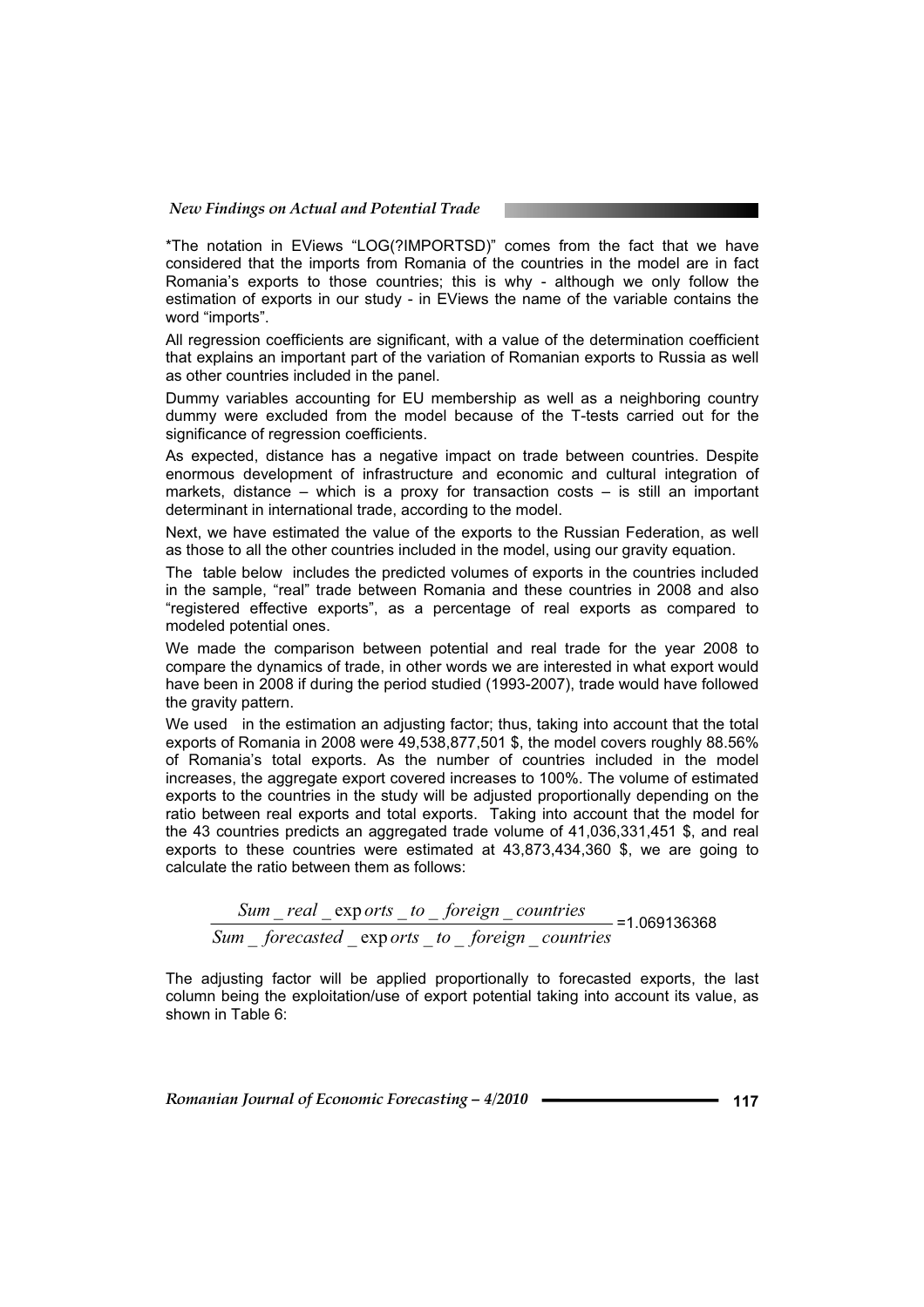*The notation in EViews "LOG(?IMPORTSD)" comes from the fact that we have considered that the imports from Romania of the countries in the model are in fact Romania's exports to those countries; this is why - although we only follow the estimation of exports in our study - in EViews the name of the variable contains the word "imports".

All regression coefficients are significant, with a value of the determination coefficient that explains an important part of the variation of Romanian exports to Russia as well as other countries included in the panel.

Dummy variables accounting for EU membership as well as a neighboring country dummy were excluded from the model because of the T-tests carried out for the significance of regression coefficients.

As expected, distance has a negative impact on trade between countries. Despite enormous development of infrastructure and economic and cultural integration of markets, distance – which is a proxy for transaction costs – is still an important determinant in international trade, according to the model.

Next, we have estimated the value of the exports to the Russian Federation, as well as those to all the other countries included in the model, using our gravity equation.

The table below includes the predicted volumes of exports in the countries included in the sample, "real" trade between Romania and these countries in 2008 and also "registered effective exports", as a percentage of real exports as compared to modeled potential ones.

We made the comparison between potential and real trade for the year 2008 to compare the dynamics of trade, in other words we are interested in what export would have been in 2008 if during the period studied (1993-2007), trade would have followed the gravity pattern.

We used in the estimation an adjusting factor; thus, taking into account that the total exports of Romania in 2008 were 49,538,877,501 $, the model covers roughly 88.56% of Romania's total exports. As the number of countries included in the model increases, the aggregate export covered increases to 100%. The volume of estimated exports to the countries in the study will be adjusted proportionally depending on the ratio between real exports and total exports. Taking into account that the model for the 43 countries predicts an aggregated trade volume of 41,036,331,451 $, and real exports to these countries were estimated at 43,873,434,360 $, we are going to calculate the ratio between them as follows:

$$\frac{Sum\_real\_exports\_to\_foreign\_countries}{Sum\_forecasted\_exports\_to\_foreign\_countries} = 1.069136368$$

The adjusting factor will be applied proportionally to forecasted exports, the last column being the exploitation/use of export potential taking into account its value, as shown in Table 6: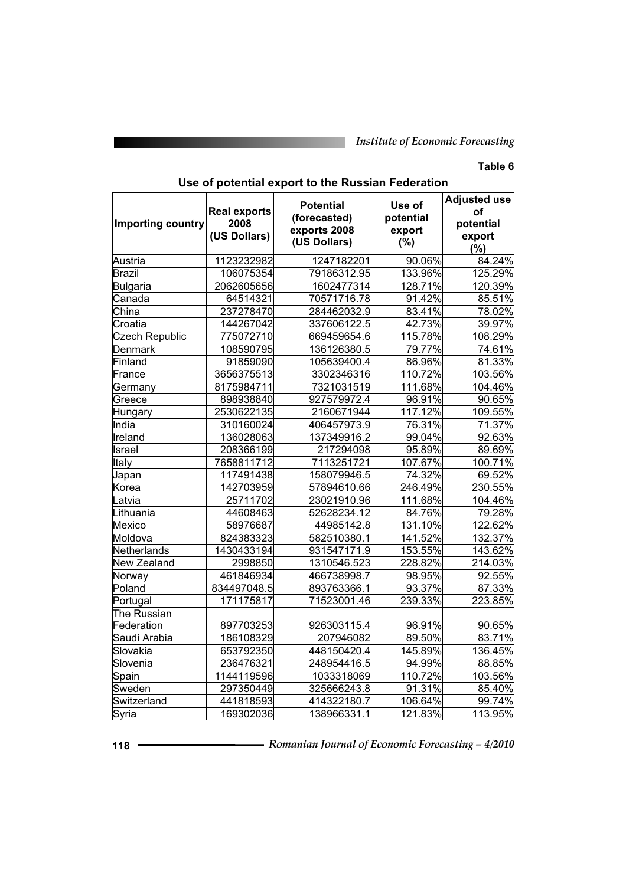**Table 6**

**Use of potential export to the Russian Federation**

| Importing country | Real exports 2008 (US Dollars) | Potential (forecasted) exports 2008 (US Dollars) | Use of potential export (%) | Adjusted use of potential export (%) |
|---|---|---|---|---|
| Austria | 1123232982 | 1247182201 | 90.06% | 84.24% |
| Brazil | 106075354 | 79186312.95 | 133.96% | 125.29% |
| Bulgaria | 2062605656 | 1602477314 | 128.71% | 120.39% |
| Canada | 64514321 | 70571716.78 | 91.42% | 85.51% |
| China | 237278470 | 284462032.9 | 83.41% | 78.02% |
| Croatia | 144267042 | 337606122.5 | 42.73% | 39.97% |
| Czech Republic | 775072710 | 669459654.6 | 115.78% | 108.29% |
| Denmark | 108590795 | 136126380.5 | 79.77% | 74.61% |
| Finland | 91859090 | 105639400.4 | 86.96% | 81.33% |
| France | 3656375513 | 3302346316 | 110.72% | 103.56% |
| Germany | 8175984711 | 7321031519 | 111.68% | 104.46% |
| Greece | 898938840 | 927579972.4 | 96.91% | 90.65% |
| Hungary | 2530622135 | 2160671944 | 117.12% | 109.55% |
| India | 310160024 | 406457973.9 | 76.31% | 71.37% |
| Ireland | 136028063 | 137349916.2 | 99.04% | 92.63% |
| Israel | 208366199 | 217294098 | 95.89% | 89.69% |
| Italy | 7658811712 | 7113251721 | 107.67% | 100.71% |
| Japan | 117491438 | 158079946.5 | 74.32% | 69.52% |
| Korea | 142703959 | 57894610.66 | 246.49% | 230.55% |
| Latvia | 25711702 | 23021910.96 | 111.68% | 104.46% |
| Lithuania | 44608463 | 52628234.12 | 84.76% | 79.28% |
| Mexico | 58976687 | 44985142.8 | 131.10% | 122.62% |
| Moldova | 824383323 | 582510380.1 | 141.52% | 132.37% |
| Netherlands | 1430433194 | 931547171.9 | 153.55% | 143.62% |
| New Zealand | 2998850 | 1310546.523 | 228.82% | 214.03% |
| Norway | 461846934 | 466738998.7 | 98.95% | 92.55% |
| Poland | 834497048.5 | 893763366.1 | 93.37% | 87.33% |
| Portugal | 171175817 | 71523001.46 | 239.33% | 223.85% |
| The Russian Federation | 897703253 | 926303115.4 | 96.91% | 90.65% |
| Saudi Arabia | 186108329 | 207946082 | 89.50% | 83.71% |
| Slovakia | 653792350 | 448150420.4 | 145.89% | 136.45% |
| Slovenia | 236476321 | 248954416.5 | 94.99% | 88.85% |
| Spain | 1144119596 | 1033318069 | 110.72% | 103.56% |
| Sweden | 297350449 | 325666243.8 | 91.31% | 85.40% |
| Switzerland | 441818593 | 414322180.7 | 106.64% | 99.74% |
| Syria | 169302036 | 138966331.1 | 121.83% | 113.95% |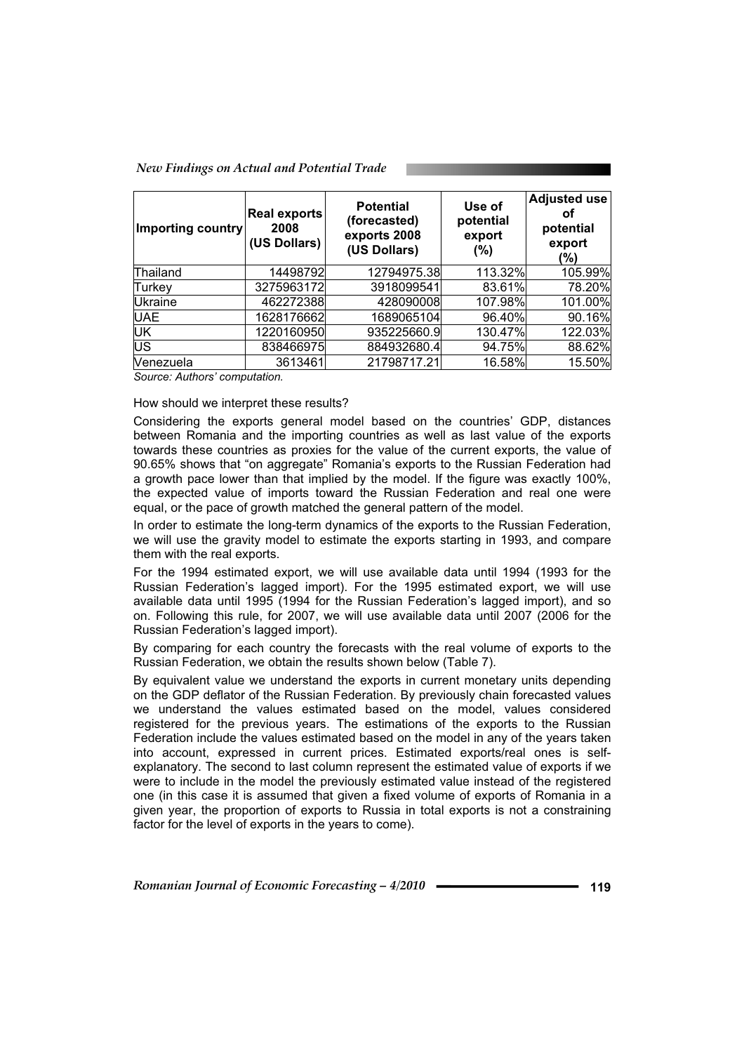| Importing country | Real exports 2008 (US Dollars) | Potential (forecasted) exports 2008 (US Dollars) | Use of potential export (%) | Adjusted use of potential export (%) |
| --- | --- | --- | --- | --- |
| Thailand | 14498792 | 12794975.38 | 113.32% | 105.99% |
| Turkey | 3275963172 | 3918099541 | 83.61% | 78.20% |
| Ukraine | 462272388 | 428090008 | 107.98% | 101.00% |
| UAE | 1628176662 | 1689065104 | 96.40% | 90.16% |
| UK | 1220160950 | 935225660.9 | 130.47% | 122.03% |
| US | 838466975 | 884932680.4 | 94.75% | 88.62% |
| Venezuela | 3613461 | 21798717.21 | 16.58% | 15.50% |

*Source: Authors' computation.*

How should we interpret these results?

Considering the exports general model based on the countries' GDP, distances between Romania and the importing countries as well as last value of the exports towards these countries as proxies for the value of the current exports, the value of 90.65% shows that "on aggregate" Romania's exports to the Russian Federation had a growth pace lower than that implied by the model. If the figure was exactly 100%, the expected value of imports toward the Russian Federation and real one were equal, or the pace of growth matched the general pattern of the model.

In order to estimate the long-term dynamics of the exports to the Russian Federation, we will use the gravity model to estimate the exports starting in 1993, and compare them with the real exports.

For the 1994 estimated export, we will use available data until 1994 (1993 for the Russian Federation's lagged import). For the 1995 estimated export, we will use available data until 1995 (1994 for the Russian Federation's lagged import), and so on. Following this rule, for 2007, we will use available data until 2007 (2006 for the Russian Federation's lagged import).

By comparing for each country the forecasts with the real volume of exports to the Russian Federation, we obtain the results shown below (Table 7).

By equivalent value we understand the exports in current monetary units depending on the GDP deflator of the Russian Federation. By previously chain forecasted values we understand the values estimated based on the model, values considered registered for the previous years. The estimations of the exports to the Russian Federation include the values estimated based on the model in any of the years taken into account, expressed in current prices. Estimated exports/real ones is self-explanatory. The second to last column represent the estimated value of exports if we were to include in the model the previously estimated value instead of the registered one (in this case it is assumed that given a fixed volume of exports of Romania in a given year, the proportion of exports to Russia in total exports is not a constraining factor for the level of exports in the years to come).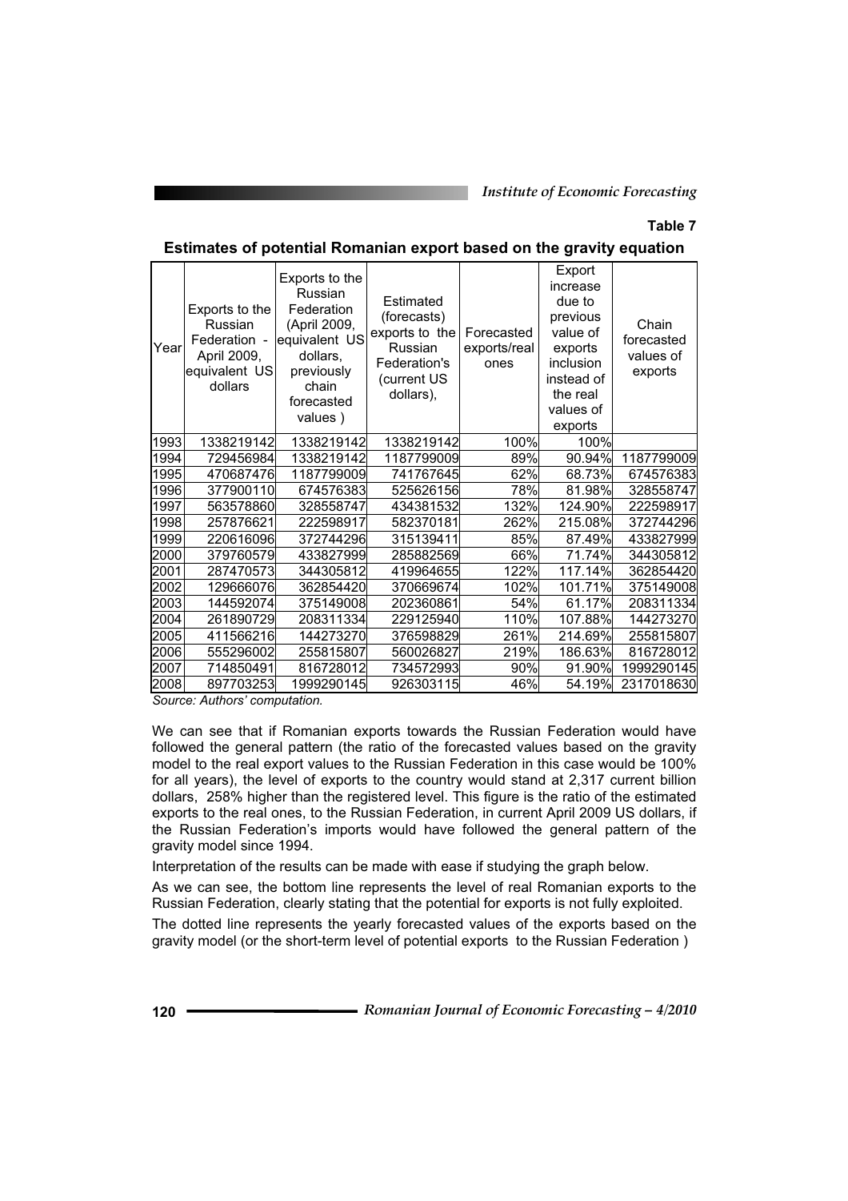**Table 7**

**Estimates of potential Romanian export based on the gravity equation**

| Year | Exports to the Russian Federation - April 2009, equivalent US dollars | Exports to the Russian Federation (April 2009, equivalent US dollars, previously chain forecasted values ) | Estimated (forecasts) exports to the Russian Federation's (current US dollars), | Forecasted exports/real ones | Export increase due to previous value of exports inclusion instead of the real values of exports | Chain forecasted values of exports |
|---|---|---|---|---|---|---|
| 1993 | 1338219142 | 1338219142 | 1338219142 | 100% | 100% | |
| 1994 | 729456984 | 1338219142 | 1187799009 | 89% | 90.94% | 1187799009 |
| 1995 | 470687476 | 1187799009 | 741767645 | 62% | 68.73% | 674576383 |
| 1996 | 377900110 | 674576383 | 525626156 | 78% | 81.98% | 328558747 |
| 1997 | 563578860 | 328558747 | 434381532 | 132% | 124.90% | 222598917 |
| 1998 | 257876621 | 222598917 | 582370181 | 262% | 215.08% | 372744296 |
| 1999 | 220616096 | 372744296 | 315139411 | 85% | 87.49% | 433827999 |
| 2000 | 379760579 | 433827999 | 285882569 | 66% | 71.74% | 344305812 |
| 2001 | 287470573 | 344305812 | 419964655 | 122% | 117.14% | 362854420 |
| 2002 | 129666076 | 362854420 | 370669674 | 102% | 101.71% | 375149008 |
| 2003 | 144592074 | 375149008 | 202360861 | 54% | 61.17% | 208311334 |
| 2004 | 261890729 | 208311334 | 229125940 | 110% | 107.88% | 144273270 |
| 2005 | 411566216 | 144273270 | 376598829 | 261% | 214.69% | 255815807 |
| 2006 | 555296002 | 255815807 | 560026827 | 219% | 186.63% | 816728012 |
| 2007 | 714850491 | 816728012 | 734572993 | 90% | 91.90% | 1999290145 |
| 2008 | 897703253 | 1999290145 | 926303115 | 46% | 54.19% | 2317018630 |

*Source: Authors' computation.*

We can see that if Romanian exports towards the Russian Federation would have followed the general pattern (the ratio of the forecasted values based on the gravity model to the real export values to the Russian Federation in this case would be 100% for all years), the level of exports to the country would stand at 2,317 current billion dollars, 258% higher than the registered level. This figure is the ratio of the estimated exports to the real ones, to the Russian Federation, in current April 2009 US dollars, if the Russian Federation's imports would have followed the general pattern of the gravity model since 1994.

Interpretation of the results can be made with ease if studying the graph below.

As we can see, the bottom line represents the level of real Romanian exports to the Russian Federation, clearly stating that the potential for exports is not fully exploited.

The dotted line represents the yearly forecasted values of the exports based on the gravity model (or the short-term level of potential exports to the Russian Federation )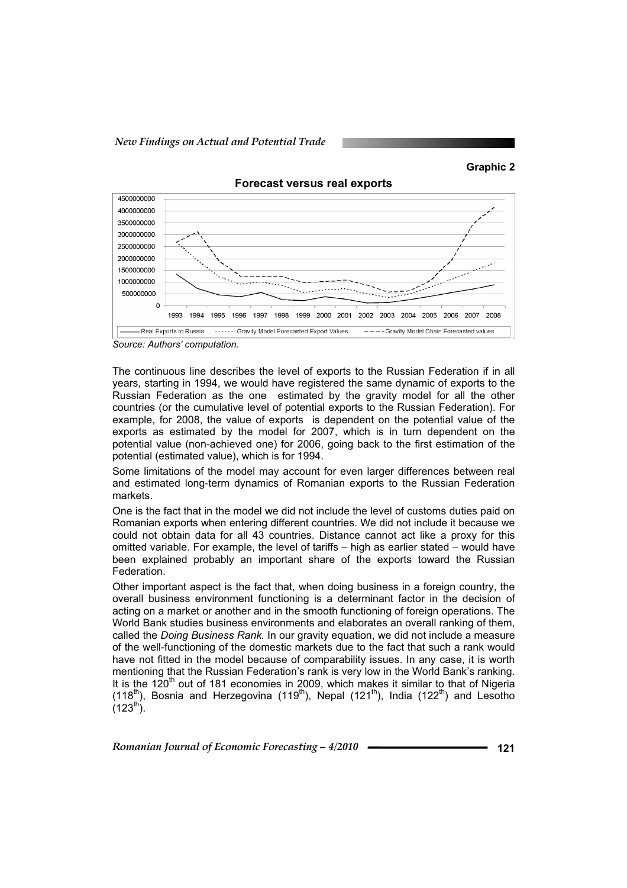**Graphic 2**

**Forecast versus real exports**

*Source: Authors' computation.*

The continuous line describes the level of exports to the Russian Federation if in all years, starting in 1994, we would have registered the same dynamic of exports to the Russian Federation as the one estimated by the gravity model for all the other countries (or the cumulative level of potential exports to the Russian Federation). For example, for 2008, the value of exports is dependent on the potential value of the exports as estimated by the model for 2007, which is in turn dependent on the potential value (non-achieved one) for 2006, going back to the first estimation of the potential (estimated value), which is for 1994.

Some limitations of the model may account for even larger differences between real and estimated long-term dynamics of Romanian exports to the Russian Federation markets.

One is the fact that in the model we did not include the level of customs duties paid on Romanian exports when entering different countries. We did not include it because we could not obtain data for all 43 countries. Distance cannot act like a proxy for this omitted variable. For example, the level of tariffs – high as earlier stated – would have been explained probably an important share of the exports toward the Russian Federation.

Other important aspect is the fact that, when doing business in a foreign country, the overall business environment functioning is a determinant factor in the decision of acting on a market or another and in the smooth functioning of foreign operations. The World Bank studies business environments and elaborates an overall ranking of them, called the *Doing Business Rank.* In our gravity equation, we did not include a measure of the well-functioning of the domestic markets due to the fact that such a rank would have not fitted in the model because of comparability issues. In any case, it is worth mentioning that the Russian Federation's rank is very low in the World Bank's ranking. It is the 120th out of 181 economies in 2009, which makes it similar to that of Nigeria (118th), Bosnia and Herzegovina (119th), Nepal (121th), India (122th) and Lesotho (123th).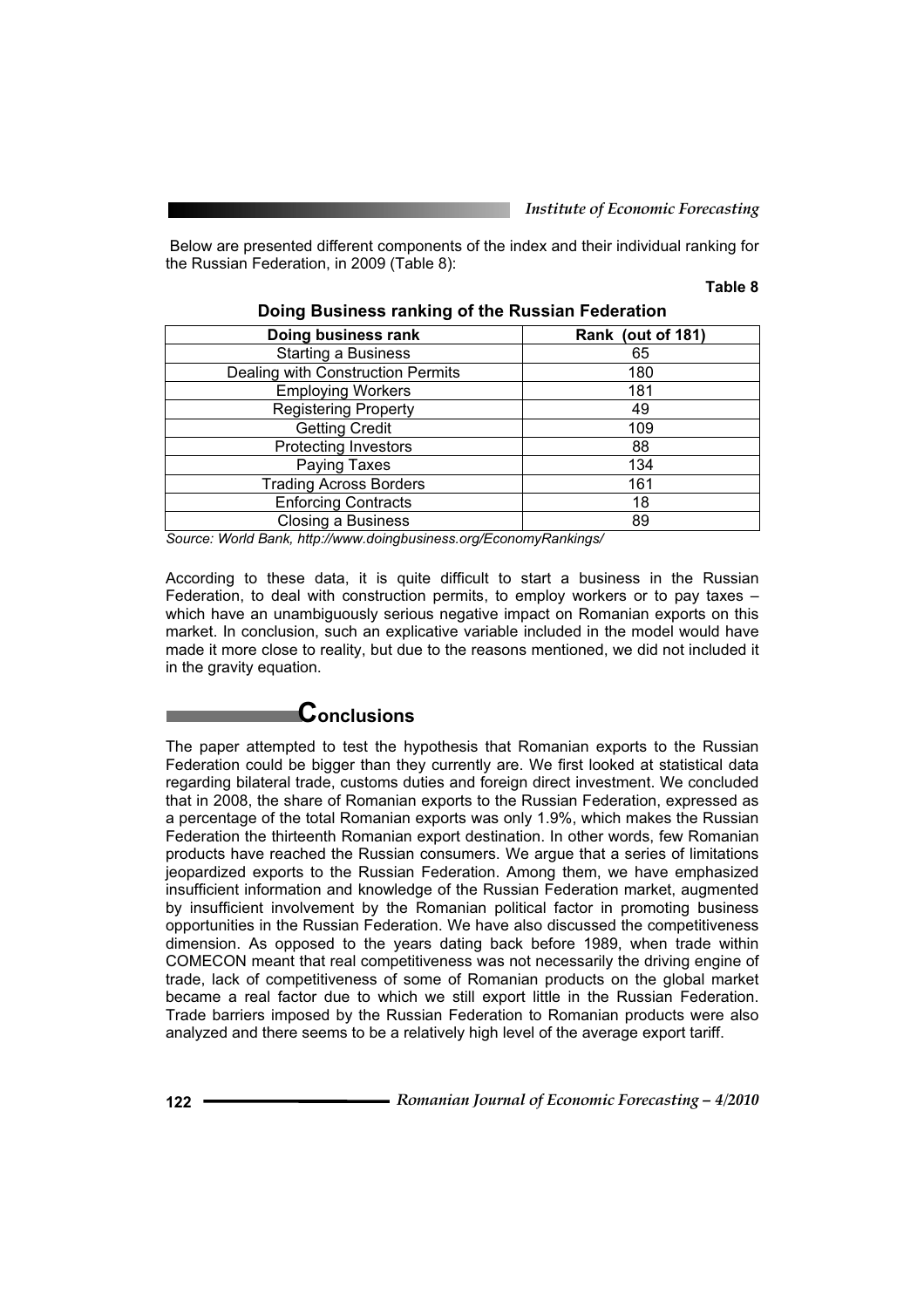Below are presented different components of the index and their individual ranking for the Russian Federation, in 2009 (Table 8):

**Table 8**

**Doing Business ranking of the Russian Federation**

| Doing business rank | Rank (out of 181) |
|---|---|
| Starting a Business | 65 |
| Dealing with Construction Permits | 180 |
| Employing Workers | 181 |
| Registering Property | 49 |
| Getting Credit | 109 |
| Protecting Investors | 88 |
| Paying Taxes | 134 |
| Trading Across Borders | 161 |
| Enforcing Contracts | 18 |
| Closing a Business | 89 |

*Source: World Bank, http://www.doingbusiness.org/EconomyRankings/*

According to these data, it is quite difficult to start a business in the Russian Federation, to deal with construction permits, to employ workers or to pay taxes – which have an unambiguously serious negative impact on Romanian exports on this market. In conclusion, such an explicative variable included in the model would have made it more close to reality, but due to the reasons mentioned, we did not included it in the gravity equation.

## Conclusions

The paper attempted to test the hypothesis that Romanian exports to the Russian Federation could be bigger than they currently are. We first looked at statistical data regarding bilateral trade, customs duties and foreign direct investment. We concluded that in 2008, the share of Romanian exports to the Russian Federation, expressed as a percentage of the total Romanian exports was only 1.9%, which makes the Russian Federation the thirteenth Romanian export destination. In other words, few Romanian products have reached the Russian consumers. We argue that a series of limitations jeopardized exports to the Russian Federation. Among them, we have emphasized insufficient information and knowledge of the Russian Federation market, augmented by insufficient involvement by the Romanian political factor in promoting business opportunities in the Russian Federation. We have also discussed the competitiveness dimension. As opposed to the years dating back before 1989, when trade within COMECON meant that real competitiveness was not necessarily the driving engine of trade, lack of competitiveness of some of Romanian products on the global market became a real factor due to which we still export little in the Russian Federation. Trade barriers imposed by the Russian Federation to Romanian products were also analyzed and there seems to be a relatively high level of the average export tariff.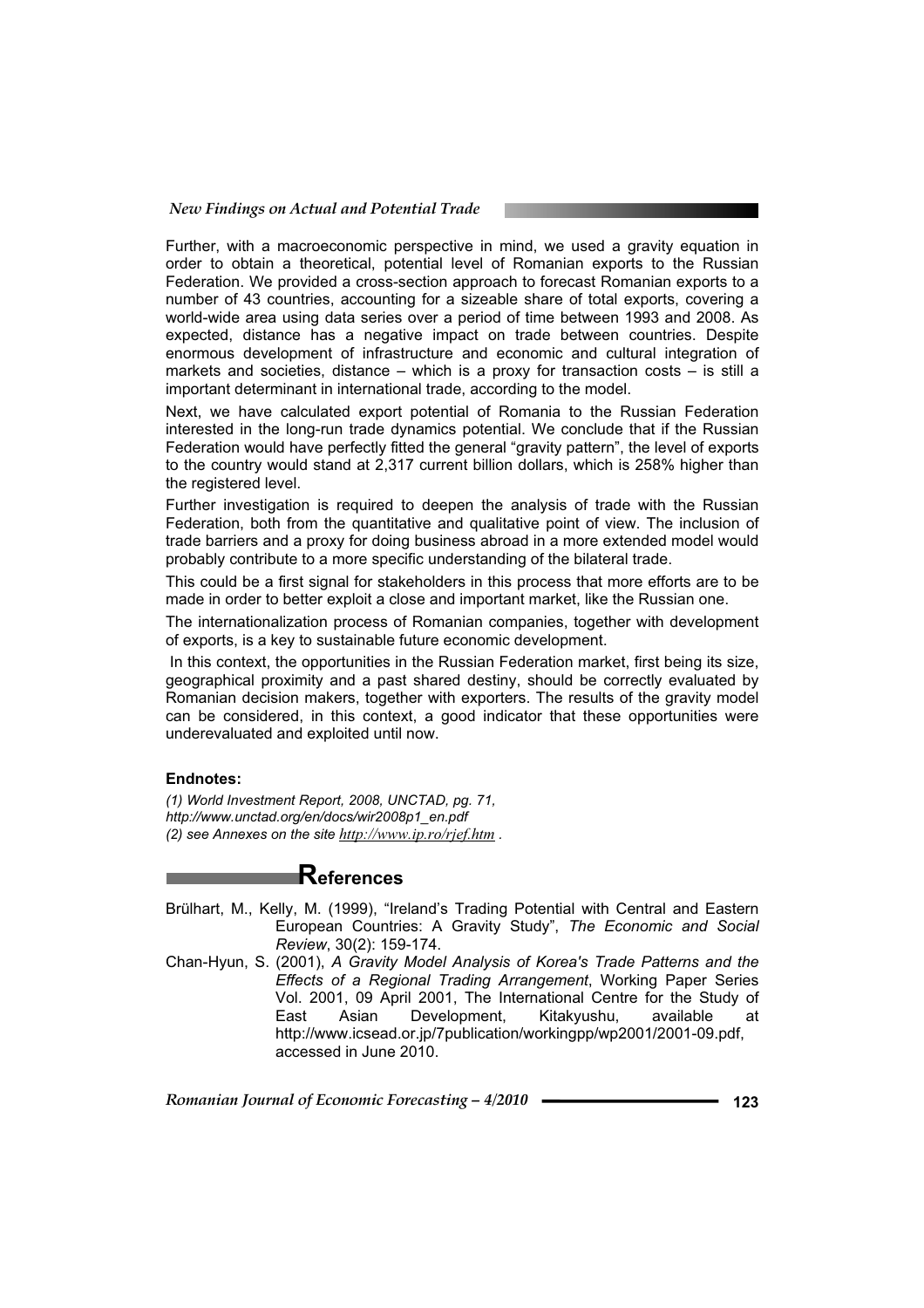Further, with a macroeconomic perspective in mind, we used a gravity equation in order to obtain a theoretical, potential level of Romanian exports to the Russian Federation. We provided a cross-section approach to forecast Romanian exports to a number of 43 countries, accounting for a sizeable share of total exports, covering a world-wide area using data series over a period of time between 1993 and 2008. As expected, distance has a negative impact on trade between countries. Despite enormous development of infrastructure and economic and cultural integration of markets and societies, distance – which is a proxy for transaction costs – is still a important determinant in international trade, according to the model.

Next, we have calculated export potential of Romania to the Russian Federation interested in the long-run trade dynamics potential. We conclude that if the Russian Federation would have perfectly fitted the general "gravity pattern", the level of exports to the country would stand at 2,317 current billion dollars, which is 258% higher than the registered level.

Further investigation is required to deepen the analysis of trade with the Russian Federation, both from the quantitative and qualitative point of view. The inclusion of trade barriers and a proxy for doing business abroad in a more extended model would probably contribute to a more specific understanding of the bilateral trade.

This could be a first signal for stakeholders in this process that more efforts are to be made in order to better exploit a close and important market, like the Russian one.

The internationalization process of Romanian companies, together with development of exports, is a key to sustainable future economic development.

In this context, the opportunities in the Russian Federation market, first being its size, geographical proximity and a past shared destiny, should be correctly evaluated by Romanian decision makers, together with exporters. The results of the gravity model can be considered, in this context, a good indicator that these opportunities were underevaluated and exploited until now.

**Endnotes:**

*(1) World Investment Report, 2008, UNCTAD, pg. 71, http://www.unctad.org/en/docs/wir2008p1_en.pdf*
*(2) see Annexes on the site http://www.ip.ro/rjef.htm .*

## References

Brülhart, M., Kelly, M. (1999), "Ireland's Trading Potential with Central and Eastern European Countries: A Gravity Study", *The Economic and Social Review*, 30(2): 159-174.

Chan-Hyun, S. (2001), *A Gravity Model Analysis of Korea's Trade Patterns and the Effects of a Regional Trading Arrangement*, Working Paper Series Vol. 2001, 09 April 2001, The International Centre for the Study of East Asian Development, Kitakyushu, available at http://www.icsead.or.jp/7publication/workingpp/wp2001/2001-09.pdf, accessed in June 2010.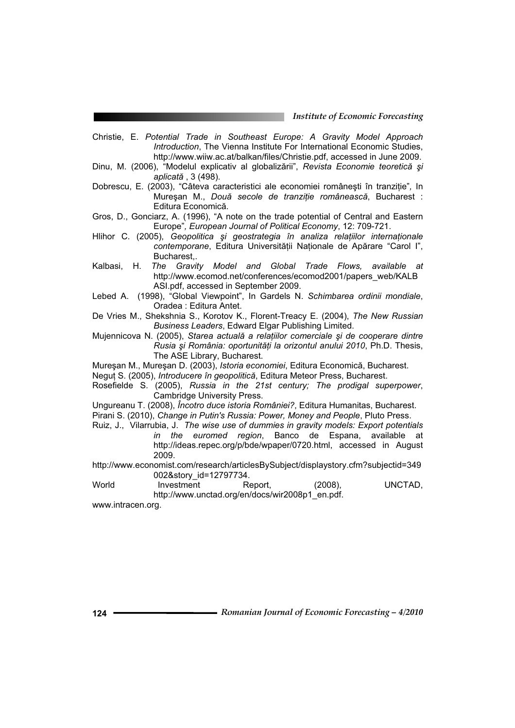Christie, E. *Potential Trade in Southeast Europe: A Gravity Model Approach Introduction*, The Vienna Institute For International Economic Studies, http://www.wiiw.ac.at/balkan/files/Christie.pdf, accessed in June 2009.

Dinu, M. (2006), "Modelul explicativ al globalizării", *Revista Economie teoretică şi aplicată* , 3 (498).

Dobrescu, E. (2003), "Câteva caracteristici ale economiei româneşti în tranziție", In Mureşan M., *Două secole de tranziție românească*, Bucharest : Editura Economică.

Gros, D., Gonciarz, A. (1996), "A note on the trade potential of Central and Eastern Europe", *European Journal of Political Economy*, 12: 709-721.

Hlihor C. (2005), *Geopolitica şi geostrategia în analiza relațiilor internaționale contemporane*, Editura Universității Naționale de Apărare "Carol I", Bucharest,.

Kalbasi, H. *The Gravity Model and Global Trade Flows, available at* http://www.ecomod.net/conferences/ecomod2001/papers_web/KALBASI.pdf, accessed in September 2009.

Lebed A. (1998), "Global Viewpoint", In Gardels N. *Schimbarea ordinii mondiale*, Oradea : Editura Antet.

De Vries M., Shekshnia S., Korotov K., Florent-Treacy E. (2004), *The New Russian Business Leaders*, Edward Elgar Publishing Limited.

Mujennicova N. (2005), *Starea actuală a relațiilor comerciale şi de cooperare dintre Rusia şi România: oportunități la orizontul anului 2010*, Ph.D. Thesis, The ASE Library, Bucharest.

Mureşan M., Mureşan D. (2003), *Istoria economiei*, Editura Economică, Bucharest.

Neguț S. (2005), *Introducere în geopolitică*, Editura Meteor Press, Bucharest.

Rosefielde S. (2005), *Russia in the 21st century; The prodigal superpower*, Cambridge University Press.

Ungureanu T. (2008), *Încotro duce istoria României?*, Editura Humanitas, Bucharest.

Pirani S. (2010), *Change in Putin's Russia: Power, Money and People*, Pluto Press.

Ruiz, J., Vilarrubia, J. *The wise use of dummies in gravity models: Export potentials in the euromed region*, Banco de Espana, available at http://ideas.repec.org/p/bde/wpaper/0720.html, accessed in August 2009.

http://www.economist.com/research/articlesBySubject/displaystory.cfm?subjectid=349002&story_id=12797734.

World Investment Report, (2008), UNCTAD, http://www.unctad.org/en/docs/wir2008p1_en.pdf.

www.intracen.org.